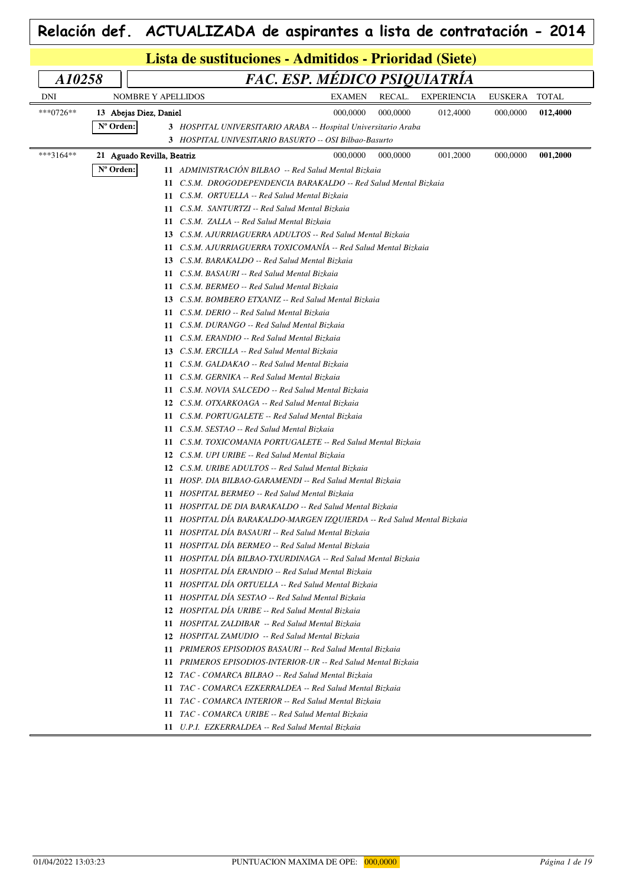# Relación def. ACTUALIZADA de aspirantes a lista de contratación - 2014

## Lista de sustituciones - Admitidos - Prioridad (Siete)

### A10258 — *FAC. ESP. MÉDICO PSIQUIATRÍA*

| DNI | NOMBRE Y APELLIDOS | EXAMEN | RECAL. | EXPERIENCIA | EUSKERA | TOTAL |
|---|---|---|---|---|---|---|
| \*\*\*0726\*\* | 13 Abejas Diez, Daniel | 000,0000 | 000,0000 | 012,4000 | 000,0000 | **012,4000** |

**Nº Orden:**

- **3** *HOSPITAL UNIVERSITARIO ARABA -- Hospital Universitario Araba*
- **3** *HOSPITAL UNIVESITARIO BASURTO -- OSI Bilbao-Basurto*

| DNI | NOMBRE Y APELLIDOS | EXAMEN | RECAL. | EXPERIENCIA | EUSKERA | TOTAL |
|---|---|---|---|---|---|---|
| \*\*\*3164\*\* | 21 Aguado Revilla, Beatriz | 000,0000 | 000,0000 | 001,2000 | 000,0000 | **001,2000** |

**Nº Orden:**

- **11** *ADMINISTRACIÓN BILBAO -- Red Salud Mental Bizkaia*
- **11** *C.S.M. DROGODEPENDENCIA BARAKALDO -- Red Salud Mental Bizkaia*
- **11** *C.S.M. ORTUELLA -- Red Salud Mental Bizkaia*
- **11** *C.S.M. SANTURTZI -- Red Salud Mental Bizkaia*
- **11** *C.S.M. ZALLA -- Red Salud Mental Bizkaia*
- **13** *C.S.M. AJURRIAGUERRA ADULTOS -- Red Salud Mental Bizkaia*
- **11** *C.S.M. AJURRIAGUERRA TOXICOMANÍA -- Red Salud Mental Bizkaia*
- **13** *C.S.M. BARAKALDO -- Red Salud Mental Bizkaia*
- **11** *C.S.M. BASAURI -- Red Salud Mental Bizkaia*
- **11** *C.S.M. BERMEO -- Red Salud Mental Bizkaia*
- **13** *C.S.M. BOMBERO ETXANIZ -- Red Salud Mental Bizkaia*
- **11** *C.S.M. DERIO -- Red Salud Mental Bizkaia*
- **11** *C.S.M. DURANGO -- Red Salud Mental Bizkaia*
- **11** *C.S.M. ERANDIO -- Red Salud Mental Bizkaia*
- **13** *C.S.M. ERCILLA -- Red Salud Mental Bizkaia*
- **11** *C.S.M. GALDAKAO -- Red Salud Mental Bizkaia*
- **11** *C.S.M. GERNIKA -- Red Salud Mental Bizkaia*
- **11** *C.S.M. NOVIA SALCEDO -- Red Salud Mental Bizkaia*
- **12** *C.S.M. OTXARKOAGA -- Red Salud Mental Bizkaia*
- **11** *C.S.M. PORTUGALETE -- Red Salud Mental Bizkaia*
- **11** *C.S.M. SESTAO -- Red Salud Mental Bizkaia*
- **11** *C.S.M. TOXICOMANIA PORTUGALETE -- Red Salud Mental Bizkaia*
- **12** *C.S.M. UPI URIBE -- Red Salud Mental Bizkaia*
- **12** *C.S.M. URIBE ADULTOS -- Red Salud Mental Bizkaia*
- **11** *HOSP. DIA BILBAO-GARAMENDI -- Red Salud Mental Bizkaia*
- **11** *HOSPITAL BERMEO -- Red Salud Mental Bizkaia*
- **11** *HOSPITAL DE DIA BARAKALDO -- Red Salud Mental Bizkaia*
- **11** *HOSPITAL DÍA BARAKALDO-MARGEN IZQUIERDA -- Red Salud Mental Bizkaia*
- **11** *HOSPITAL DÍA BASAURI -- Red Salud Mental Bizkaia*
- **11** *HOSPITAL DÍA BERMEO -- Red Salud Mental Bizkaia*
- **11** *HOSPITAL DÍA BILBAO-TXURDINAGA -- Red Salud Mental Bizkaia*
- **11** *HOSPITAL DÍA ERANDIO -- Red Salud Mental Bizkaia*
- **11** *HOSPITAL DÍA ORTUELLA -- Red Salud Mental Bizkaia*
- **11** *HOSPITAL DÍA SESTAO -- Red Salud Mental Bizkaia*
- **12** *HOSPITAL DÍA URIBE -- Red Salud Mental Bizkaia*
- **11** *HOSPITAL ZALDIBAR -- Red Salud Mental Bizkaia*
- **12** *HOSPITAL ZAMUDIO -- Red Salud Mental Bizkaia*
- **11** *PRIMEROS EPISODIOS BASAURI -- Red Salud Mental Bizkaia*
- **11** *PRIMEROS EPISODIOS-INTERIOR-UR -- Red Salud Mental Bizkaia*
- **12** *TAC - COMARCA BILBAO -- Red Salud Mental Bizkaia*
- **11** *TAC - COMARCA EZKERRALDEA -- Red Salud Mental Bizkaia*
- **11** *TAC - COMARCA INTERIOR -- Red Salud Mental Bizkaia*
- **11** *TAC - COMARCA URIBE -- Red Salud Mental Bizkaia*
- **11** *U.P.I. EZKERRALDEA -- Red Salud Mental Bizkaia*

01/04/2022 13:03:23 — PUNTUACION MAXIMA DE OPE: 000,0000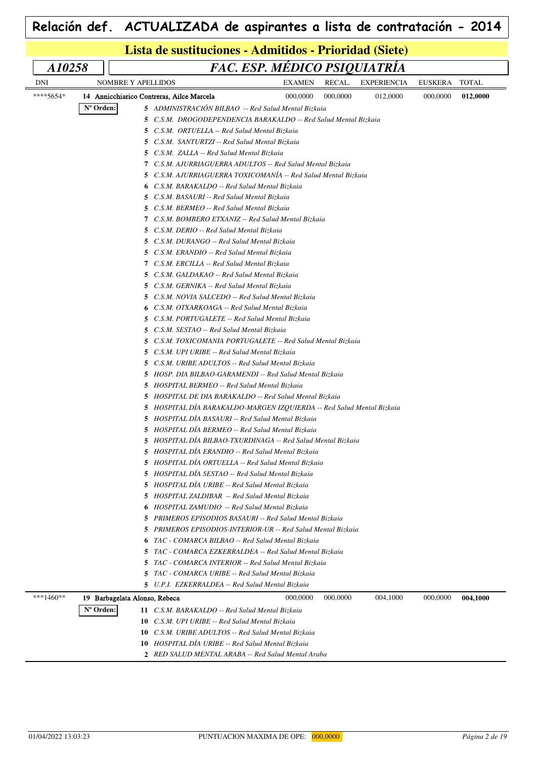# Relación def. ACTUALIZADA de aspirantes a lista de contratación - 2014

## Lista de sustituciones - Admitidos - Prioridad (Siete)

### *A10258* — *FAC. ESP. MÉDICO PSIQUIATRÍA*

| DNI | NOMBRE Y APELLIDOS | EXAMEN | RECAL. | EXPERIENCIA | EUSKERA | TOTAL |
|---|---|---|---|---|---|---|
| ****5654* | 14 Annicchiarico Contreras, Ailce Marcela | 000,0000 | 000,0000 | 012,0000 | 000,0000 | **012,0000** |

**Nº Orden:**

- **5** *ADMINISTRACIÓN BILBAO -- Red Salud Mental Bizkaia*
- **5** *C.S.M. DROGODEPENDENCIA BARAKALDO -- Red Salud Mental Bizkaia*
- **5** *C.S.M. ORTUELLA -- Red Salud Mental Bizkaia*
- **5** *C.S.M. SANTURTZI -- Red Salud Mental Bizkaia*
- **5** *C.S.M. ZALLA -- Red Salud Mental Bizkaia*
- **7** *C.S.M. AJURRIAGUERRA ADULTOS -- Red Salud Mental Bizkaia*
- **5** *C.S.M. AJURRIAGUERRA TOXICOMANÍA -- Red Salud Mental Bizkaia*
- **6** *C.S.M. BARAKALDO -- Red Salud Mental Bizkaia*
- **5** *C.S.M. BASAURI -- Red Salud Mental Bizkaia*
- **5** *C.S.M. BERMEO -- Red Salud Mental Bizkaia*
- **7** *C.S.M. BOMBERO ETXANIZ -- Red Salud Mental Bizkaia*
- **5** *C.S.M. DERIO -- Red Salud Mental Bizkaia*
- **5** *C.S.M. DURANGO -- Red Salud Mental Bizkaia*
- **5** *C.S.M. ERANDIO -- Red Salud Mental Bizkaia*
- **7** *C.S.M. ERCILLA -- Red Salud Mental Bizkaia*
- **5** *C.S.M. GALDAKAO -- Red Salud Mental Bizkaia*
- **5** *C.S.M. GERNIKA -- Red Salud Mental Bizkaia*
- **5** *C.S.M. NOVIA SALCEDO -- Red Salud Mental Bizkaia*
- **6** *C.S.M. OTXARKOAGA -- Red Salud Mental Bizkaia*
- **5** *C.S.M. PORTUGALETE -- Red Salud Mental Bizkaia*
- **5** *C.S.M. SESTAO -- Red Salud Mental Bizkaia*
- **5** *C.S.M. TOXICOMANIA PORTUGALETE -- Red Salud Mental Bizkaia*
- **5** *C.S.M. UPI URIBE -- Red Salud Mental Bizkaia*
- **5** *C.S.M. URIBE ADULTOS -- Red Salud Mental Bizkaia*
- **5** *HOSP. DIA BILBAO-GARAMENDI -- Red Salud Mental Bizkaia*
- **5** *HOSPITAL BERMEO -- Red Salud Mental Bizkaia*
- **5** *HOSPITAL DE DIA BARAKALDO -- Red Salud Mental Bizkaia*
- **5** *HOSPITAL DÍA BARAKALDO-MARGEN IZQUIERDA -- Red Salud Mental Bizkaia*
- **5** *HOSPITAL DÍA BASAURI -- Red Salud Mental Bizkaia*
- **5** *HOSPITAL DÍA BERMEO -- Red Salud Mental Bizkaia*
- **5** *HOSPITAL DÍA BILBAO-TXURDINAGA -- Red Salud Mental Bizkaia*
- **5** *HOSPITAL DÍA ERANDIO -- Red Salud Mental Bizkaia*
- **5** *HOSPITAL DÍA ORTUELLA -- Red Salud Mental Bizkaia*
- **5** *HOSPITAL DÍA SESTAO -- Red Salud Mental Bizkaia*
- **5** *HOSPITAL DÍA URIBE -- Red Salud Mental Bizkaia*
- **5** *HOSPITAL ZALDIBAR -- Red Salud Mental Bizkaia*
- **6** *HOSPITAL ZAMUDIO -- Red Salud Mental Bizkaia*
- **5** *PRIMEROS EPISODIOS BASAURI -- Red Salud Mental Bizkaia*
- **5** *PRIMEROS EPISODIOS-INTERIOR-UR -- Red Salud Mental Bizkaia*
- **6** *TAC - COMARCA BILBAO -- Red Salud Mental Bizkaia*
- **5** *TAC - COMARCA EZKERRALDEA -- Red Salud Mental Bizkaia*
- **5** *TAC - COMARCA INTERIOR -- Red Salud Mental Bizkaia*
- **5** *TAC - COMARCA URIBE -- Red Salud Mental Bizkaia*
- **5** *U.P.I. EZKERRALDEA -- Red Salud Mental Bizkaia*

| DNI | NOMBRE Y APELLIDOS | EXAMEN | RECAL. | EXPERIENCIA | EUSKERA | TOTAL |
|---|---|---|---|---|---|---|
| ***1460** | 19 Barbagelata Alonso, Rebeca | 000,0000 | 000,0000 | 004,1000 | 000,0000 | **004,1000** |

**Nº Orden:**

- **11** *C.S.M. BARAKALDO -- Red Salud Mental Bizkaia*
- **10** *C.S.M. UPI URIBE -- Red Salud Mental Bizkaia*
- **10** *C.S.M. URIBE ADULTOS -- Red Salud Mental Bizkaia*
- **10** *HOSPITAL DÍA URIBE -- Red Salud Mental Bizkaia*
- **2** *RED SALUD MENTAL ARABA -- Red Salud Mental Araba*

01/04/2022 13:03:23 — PUNTUACION MAXIMA DE OPE: 000,0000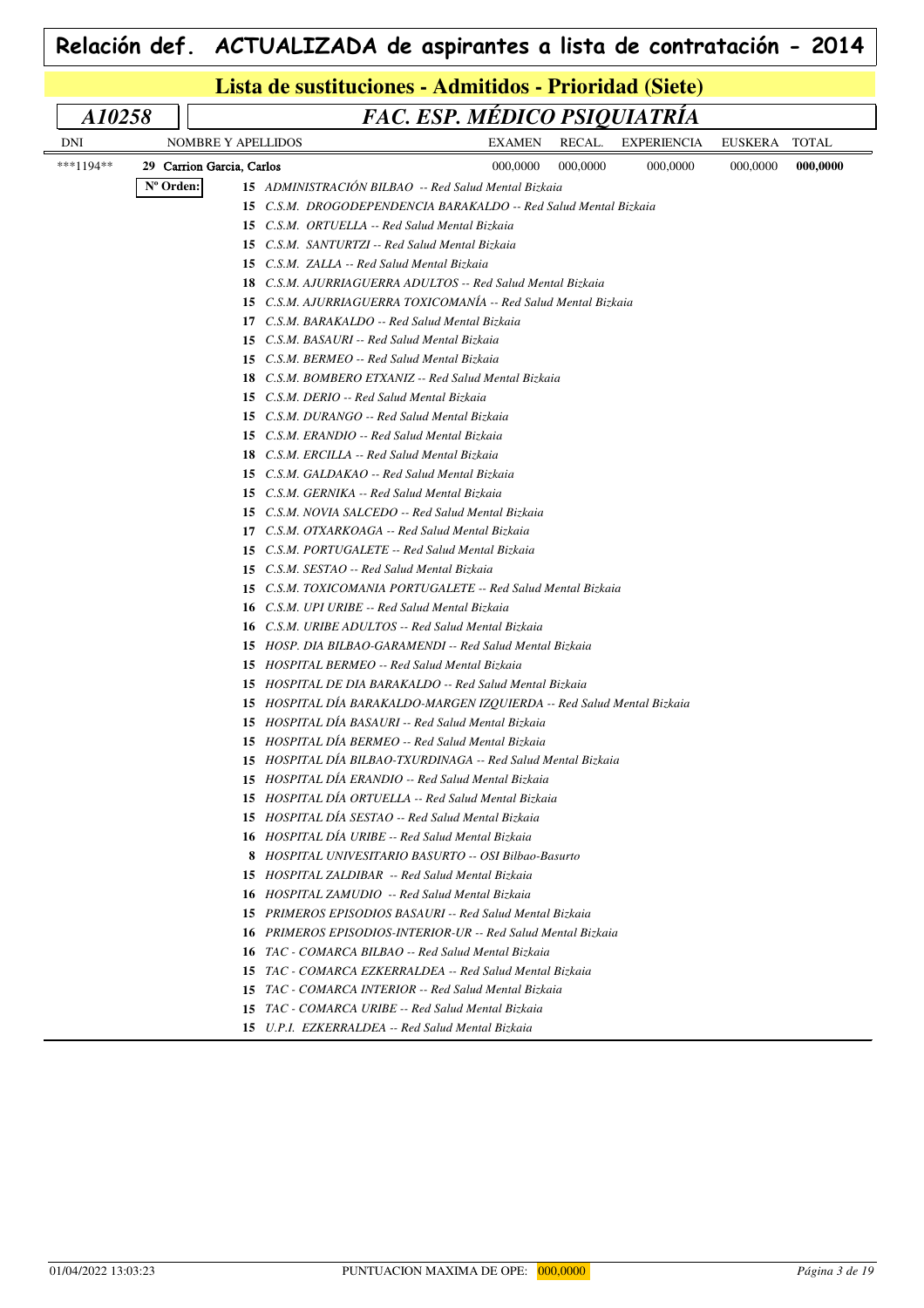# Relación def. ACTUALIZADA de aspirantes a lista de contratación - 2014

## Lista de sustituciones - Admitidos - Prioridad (Siete)

### *A10258* — *FAC. ESP. MÉDICO PSIQUIATRÍA*

| DNI | NOMBRE Y APELLIDOS | EXAMEN | RECAL. | EXPERIENCIA | EUSKERA | TOTAL |
|---|---|---|---|---|---|---|
| ***1194** | 29 Carrion Garcia, Carlos | 000,0000 | 000,0000 | 000,0000 | 000,0000 | **000,0000** |

**Nº Orden:**

- **15** *ADMINISTRACIÓN BILBAO -- Red Salud Mental Bizkaia*
- **15** *C.S.M. DROGODEPENDENCIA BARAKALDO -- Red Salud Mental Bizkaia*
- **15** *C.S.M. ORTUELLA -- Red Salud Mental Bizkaia*
- **15** *C.S.M. SANTURTZI -- Red Salud Mental Bizkaia*
- **15** *C.S.M. ZALLA -- Red Salud Mental Bizkaia*
- **18** *C.S.M. AJURRIAGUERRA ADULTOS -- Red Salud Mental Bizkaia*
- **15** *C.S.M. AJURRIAGUERRA TOXICOMANÍA -- Red Salud Mental Bizkaia*
- **17** *C.S.M. BARAKALDO -- Red Salud Mental Bizkaia*
- **15** *C.S.M. BASAURI -- Red Salud Mental Bizkaia*
- **15** *C.S.M. BERMEO -- Red Salud Mental Bizkaia*
- **18** *C.S.M. BOMBERO ETXANIZ -- Red Salud Mental Bizkaia*
- **15** *C.S.M. DERIO -- Red Salud Mental Bizkaia*
- **15** *C.S.M. DURANGO -- Red Salud Mental Bizkaia*
- **15** *C.S.M. ERANDIO -- Red Salud Mental Bizkaia*
- **18** *C.S.M. ERCILLA -- Red Salud Mental Bizkaia*
- **15** *C.S.M. GALDAKAO -- Red Salud Mental Bizkaia*
- **15** *C.S.M. GERNIKA -- Red Salud Mental Bizkaia*
- **15** *C.S.M. NOVIA SALCEDO -- Red Salud Mental Bizkaia*
- **17** *C.S.M. OTXARKOAGA -- Red Salud Mental Bizkaia*
- **15** *C.S.M. PORTUGALETE -- Red Salud Mental Bizkaia*
- **15** *C.S.M. SESTAO -- Red Salud Mental Bizkaia*
- **15** *C.S.M. TOXICOMANIA PORTUGALETE -- Red Salud Mental Bizkaia*
- **16** *C.S.M. UPI URIBE -- Red Salud Mental Bizkaia*
- **16** *C.S.M. URIBE ADULTOS -- Red Salud Mental Bizkaia*
- **15** *HOSP. DIA BILBAO-GARAMENDI -- Red Salud Mental Bizkaia*
- **15** *HOSPITAL BERMEO -- Red Salud Mental Bizkaia*
- **15** *HOSPITAL DE DIA BARAKALDO -- Red Salud Mental Bizkaia*
- **15** *HOSPITAL DÍA BARAKALDO-MARGEN IZQUIERDA -- Red Salud Mental Bizkaia*
- **15** *HOSPITAL DÍA BASAURI -- Red Salud Mental Bizkaia*
- **15** *HOSPITAL DÍA BERMEO -- Red Salud Mental Bizkaia*
- **15** *HOSPITAL DÍA BILBAO-TXURDINAGA -- Red Salud Mental Bizkaia*
- **15** *HOSPITAL DÍA ERANDIO -- Red Salud Mental Bizkaia*
- **15** *HOSPITAL DÍA ORTUELLA -- Red Salud Mental Bizkaia*
- **15** *HOSPITAL DÍA SESTAO -- Red Salud Mental Bizkaia*
- **16** *HOSPITAL DÍA URIBE -- Red Salud Mental Bizkaia*
- **8** *HOSPITAL UNIVESITARIO BASURTO -- OSI Bilbao-Basurto*
- **15** *HOSPITAL ZALDIBAR -- Red Salud Mental Bizkaia*
- **16** *HOSPITAL ZAMUDIO -- Red Salud Mental Bizkaia*
- **15** *PRIMEROS EPISODIOS BASAURI -- Red Salud Mental Bizkaia*
- **16** *PRIMEROS EPISODIOS-INTERIOR-UR -- Red Salud Mental Bizkaia*
- **16** *TAC - COMARCA BILBAO -- Red Salud Mental Bizkaia*
- **15** *TAC - COMARCA EZKERRALDEA -- Red Salud Mental Bizkaia*
- **15** *TAC - COMARCA INTERIOR -- Red Salud Mental Bizkaia*
- **15** *TAC - COMARCA URIBE -- Red Salud Mental Bizkaia*
- **15** *U.P.I. EZKERRALDEA -- Red Salud Mental Bizkaia*

01/04/2022 13:03:23 — PUNTUACION MAXIMA DE OPE: 000,0000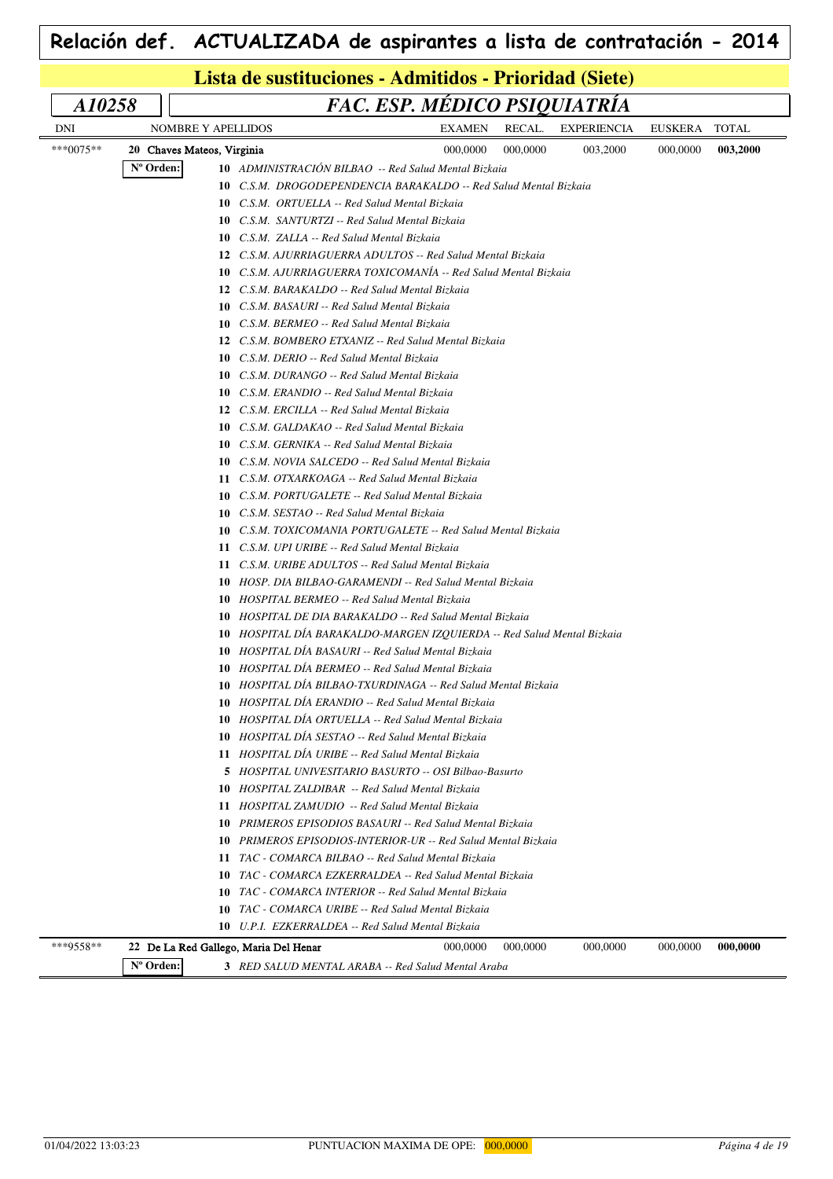# Relación def. ACTUALIZADA de aspirantes a lista de contratación - 2014

## Lista de sustituciones - Admitidos - Prioridad (Siete)

### A10258 — FAC. ESP. MÉDICO PSIQUIATRÍA

| DNI | NOMBRE Y APELLIDOS | EXAMEN | RECAL. | EXPERIENCIA | EUSKERA | TOTAL |
|---|---|---|---|---|---|---|
| ***0075** | 20 Chaves Mateos, Virginia | 000,0000 | 000,0000 | 003,2000 | 000,0000 | **003,2000** |

**Nº Orden:**

- **10** *ADMINISTRACIÓN BILBAO -- Red Salud Mental Bizkaia*
- **10** *C.S.M. DROGODEPENDENCIA BARAKALDO -- Red Salud Mental Bizkaia*
- **10** *C.S.M. ORTUELLA -- Red Salud Mental Bizkaia*
- **10** *C.S.M. SANTURTZI -- Red Salud Mental Bizkaia*
- **10** *C.S.M. ZALLA -- Red Salud Mental Bizkaia*
- **12** *C.S.M. AJURRIAGUERRA ADULTOS -- Red Salud Mental Bizkaia*
- **10** *C.S.M. AJURRIAGUERRA TOXICOMANÍA -- Red Salud Mental Bizkaia*
- **12** *C.S.M. BARAKALDO -- Red Salud Mental Bizkaia*
- **10** *C.S.M. BASAURI -- Red Salud Mental Bizkaia*
- **10** *C.S.M. BERMEO -- Red Salud Mental Bizkaia*
- **12** *C.S.M. BOMBERO ETXANIZ -- Red Salud Mental Bizkaia*
- **10** *C.S.M. DERIO -- Red Salud Mental Bizkaia*
- **10** *C.S.M. DURANGO -- Red Salud Mental Bizkaia*
- **10** *C.S.M. ERANDIO -- Red Salud Mental Bizkaia*
- **12** *C.S.M. ERCILLA -- Red Salud Mental Bizkaia*
- **10** *C.S.M. GALDAKAO -- Red Salud Mental Bizkaia*
- **10** *C.S.M. GERNIKA -- Red Salud Mental Bizkaia*
- **10** *C.S.M. NOVIA SALCEDO -- Red Salud Mental Bizkaia*
- **11** *C.S.M. OTXARKOAGA -- Red Salud Mental Bizkaia*
- **10** *C.S.M. PORTUGALETE -- Red Salud Mental Bizkaia*
- **10** *C.S.M. SESTAO -- Red Salud Mental Bizkaia*
- **10** *C.S.M. TOXICOMANIA PORTUGALETE -- Red Salud Mental Bizkaia*
- **11** *C.S.M. UPI URIBE -- Red Salud Mental Bizkaia*
- **11** *C.S.M. URIBE ADULTOS -- Red Salud Mental Bizkaia*
- **10** *HOSP. DIA BILBAO-GARAMENDI -- Red Salud Mental Bizkaia*
- **10** *HOSPITAL BERMEO -- Red Salud Mental Bizkaia*
- **10** *HOSPITAL DE DIA BARAKALDO -- Red Salud Mental Bizkaia*
- **10** *HOSPITAL DÍA BARAKALDO-MARGEN IZQUIERDA -- Red Salud Mental Bizkaia*
- **10** *HOSPITAL DÍA BASAURI -- Red Salud Mental Bizkaia*
- **10** *HOSPITAL DÍA BERMEO -- Red Salud Mental Bizkaia*
- **10** *HOSPITAL DÍA BILBAO-TXURDINAGA -- Red Salud Mental Bizkaia*
- **10** *HOSPITAL DÍA ERANDIO -- Red Salud Mental Bizkaia*
- **10** *HOSPITAL DÍA ORTUELLA -- Red Salud Mental Bizkaia*
- **10** *HOSPITAL DÍA SESTAO -- Red Salud Mental Bizkaia*
- **11** *HOSPITAL DÍA URIBE -- Red Salud Mental Bizkaia*
- **5** *HOSPITAL UNIVESITARIO BASURTO -- OSI Bilbao-Basurto*
- **10** *HOSPITAL ZALDIBAR -- Red Salud Mental Bizkaia*
- **11** *HOSPITAL ZAMUDIO -- Red Salud Mental Bizkaia*
- **10** *PRIMEROS EPISODIOS BASAURI -- Red Salud Mental Bizkaia*
- **10** *PRIMEROS EPISODIOS-INTERIOR-UR -- Red Salud Mental Bizkaia*
- **11** *TAC - COMARCA BILBAO -- Red Salud Mental Bizkaia*
- **10** *TAC - COMARCA EZKERRALDEA -- Red Salud Mental Bizkaia*
- **10** *TAC - COMARCA INTERIOR -- Red Salud Mental Bizkaia*
- **10** *TAC - COMARCA URIBE -- Red Salud Mental Bizkaia*
- **10** *U.P.I. EZKERRALDEA -- Red Salud Mental Bizkaia*

| DNI | NOMBRE Y APELLIDOS | EXAMEN | RECAL. | EXPERIENCIA | EUSKERA | TOTAL |
|---|---|---|---|---|---|---|
| ***9558** | 22 De La Red Gallego, Maria Del Henar | 000,0000 | 000,0000 | 000,0000 | 000,0000 | **000,0000** |

**Nº Orden:**

- **3** *RED SALUD MENTAL ARABA -- Red Salud Mental Araba*

01/04/2022 13:03:23 — PUNTUACION MAXIMA DE OPE: 000,0000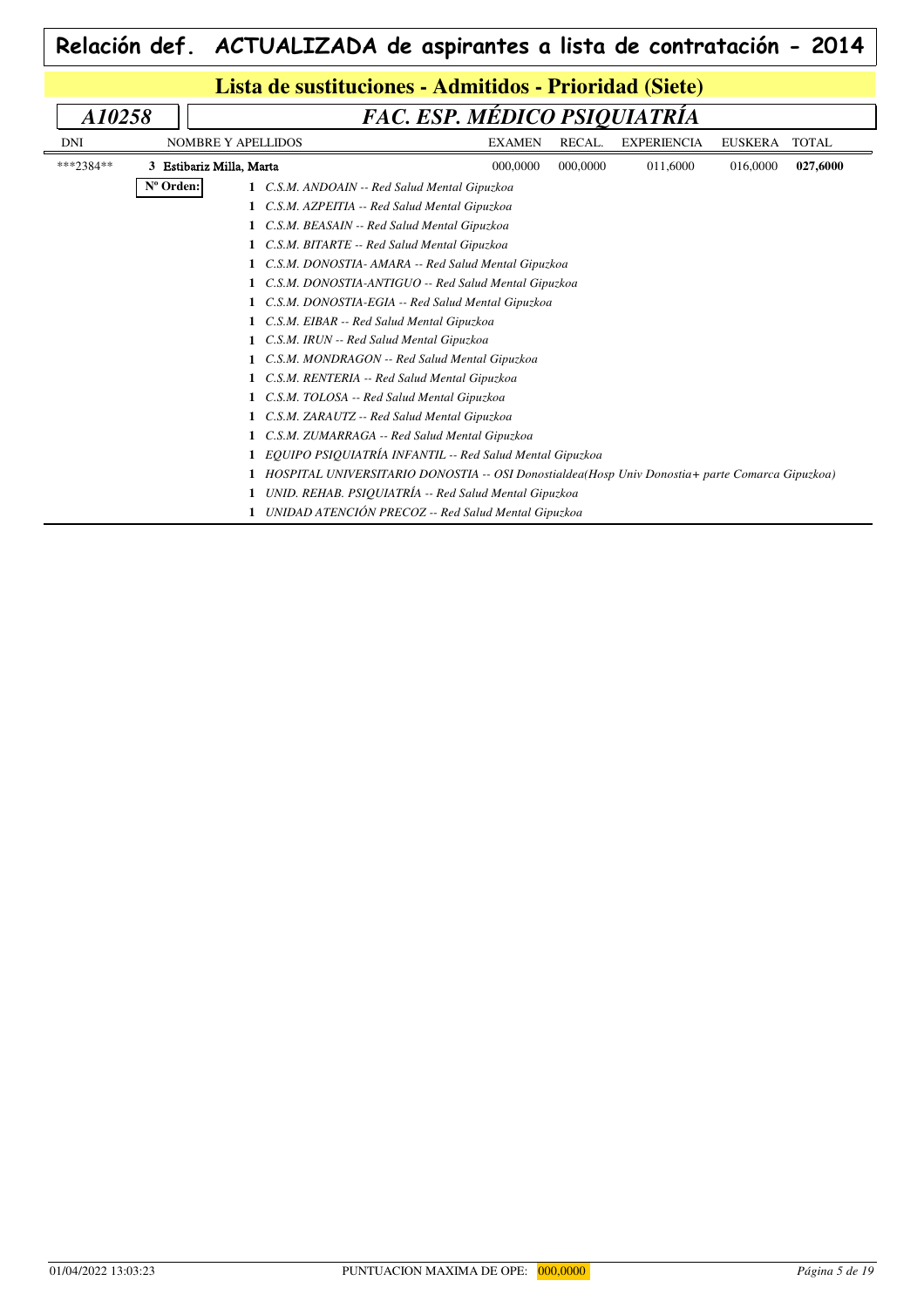# Relación def. ACTUALIZADA de aspirantes a lista de contratación - 2014

## Lista de sustituciones - Admitidos - Prioridad (Siete)

### A10258 — *FAC. ESP. MÉDICO PSIQUIATRÍA*

| DNI | NOMBRE Y APELLIDOS | EXAMEN | RECAL. | EXPERIENCIA | EUSKERA | TOTAL |
|---|---|---|---|---|---|---|
| ***2384** | 3 Estibariz Milla, Marta | 000,0000 | 000,0000 | 011,6000 | 016,0000 | **027,6000** |

**Nº Orden:**

1 *C.S.M. ANDOAIN -- Red Salud Mental Gipuzkoa*
1 *C.S.M. AZPEITIA -- Red Salud Mental Gipuzkoa*
1 *C.S.M. BEASAIN -- Red Salud Mental Gipuzkoa*
1 *C.S.M. BITARTE -- Red Salud Mental Gipuzkoa*
1 *C.S.M. DONOSTIA- AMARA -- Red Salud Mental Gipuzkoa*
1 *C.S.M. DONOSTIA-ANTIGUO -- Red Salud Mental Gipuzkoa*
1 *C.S.M. DONOSTIA-EGIA -- Red Salud Mental Gipuzkoa*
1 *C.S.M. EIBAR -- Red Salud Mental Gipuzkoa*
1 *C.S.M. IRUN -- Red Salud Mental Gipuzkoa*
1 *C.S.M. MONDRAGON -- Red Salud Mental Gipuzkoa*
1 *C.S.M. RENTERIA -- Red Salud Mental Gipuzkoa*
1 *C.S.M. TOLOSA -- Red Salud Mental Gipuzkoa*
1 *C.S.M. ZARAUTZ -- Red Salud Mental Gipuzkoa*
1 *C.S.M. ZUMARRAGA -- Red Salud Mental Gipuzkoa*
1 *EQUIPO PSIQUIATRÍA INFANTIL -- Red Salud Mental Gipuzkoa*
1 *HOSPITAL UNIVERSITARIO DONOSTIA -- OSI Donostialdea(Hosp Univ Donostia+ parte Comarca Gipuzkoa)*
1 *UNID. REHAB. PSIQUIATRÍA -- Red Salud Mental Gipuzkoa*
1 *UNIDAD ATENCIÓN PRECOZ -- Red Salud Mental Gipuzkoa*

01/04/2022 13:03:23 — PUNTUACION MAXIMA DE OPE: 000,0000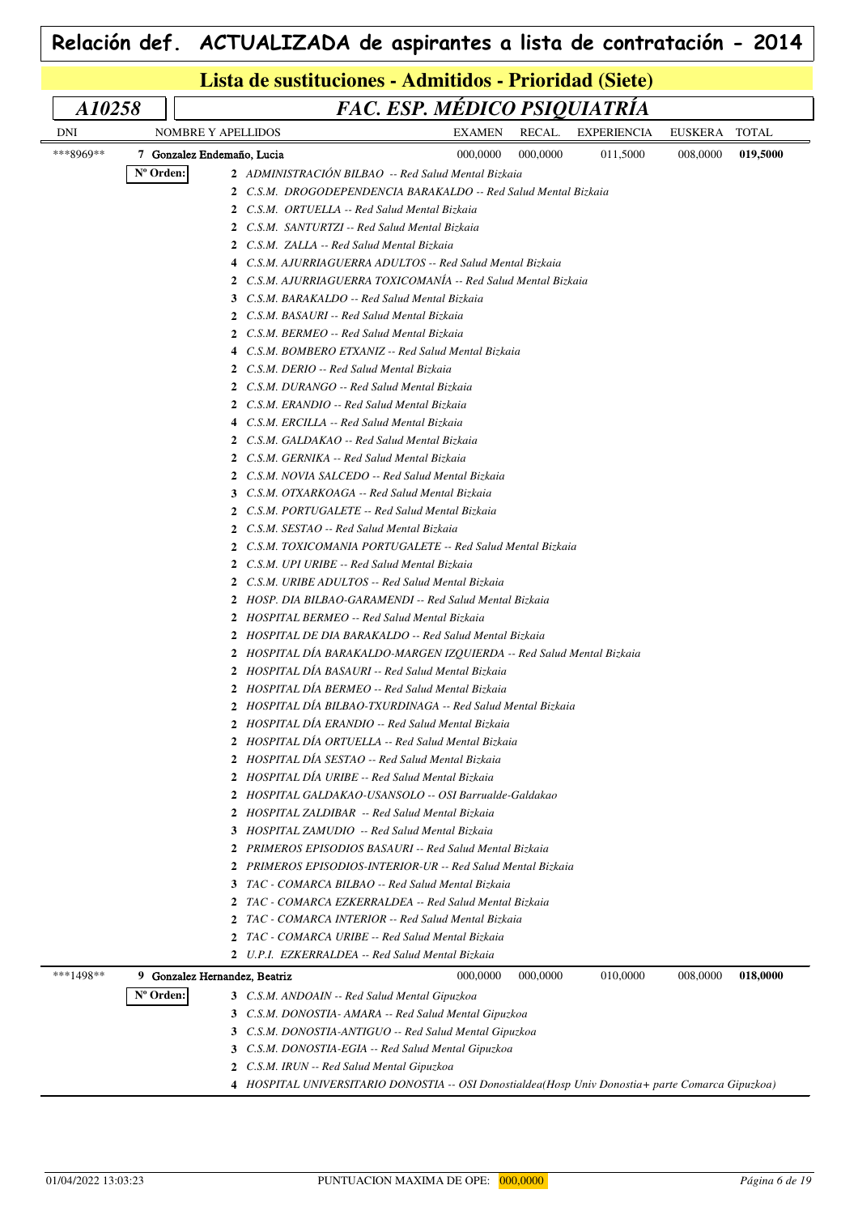# Relación def. ACTUALIZADA de aspirantes a lista de contratación - 2014

## Lista de sustituciones - Admitidos - Prioridad (Siete)

### *A10258* — *FAC. ESP. MÉDICO PSIQUIATRÍA*

| DNI | NOMBRE Y APELLIDOS | EXAMEN | RECAL. | EXPERIENCIA | EUSKERA | TOTAL |
|---|---|---|---|---|---|---|
| ***8969** | 7 **Gonzalez Endemaño, Lucia** | 000,0000 | 000,0000 | 011,5000 | 008,0000 | **019,5000** |

**Nº Orden:**

**2** *ADMINISTRACIÓN BILBAO -- Red Salud Mental Bizkaia*
**2** *C.S.M. DROGODEPENDENCIA BARAKALDO -- Red Salud Mental Bizkaia*
**2** *C.S.M. ORTUELLA -- Red Salud Mental Bizkaia*
**2** *C.S.M. SANTURTZI -- Red Salud Mental Bizkaia*
**2** *C.S.M. ZALLA -- Red Salud Mental Bizkaia*
**4** *C.S.M. AJURRIAGUERRA ADULTOS -- Red Salud Mental Bizkaia*
**2** *C.S.M. AJURRIAGUERRA TOXICOMANÍA -- Red Salud Mental Bizkaia*
**3** *C.S.M. BARAKALDO -- Red Salud Mental Bizkaia*
**2** *C.S.M. BASAURI -- Red Salud Mental Bizkaia*
**2** *C.S.M. BERMEO -- Red Salud Mental Bizkaia*
**4** *C.S.M. BOMBERO ETXANIZ -- Red Salud Mental Bizkaia*
**2** *C.S.M. DERIO -- Red Salud Mental Bizkaia*
**2** *C.S.M. DURANGO -- Red Salud Mental Bizkaia*
**2** *C.S.M. ERANDIO -- Red Salud Mental Bizkaia*
**4** *C.S.M. ERCILLA -- Red Salud Mental Bizkaia*
**2** *C.S.M. GALDAKAO -- Red Salud Mental Bizkaia*
**2** *C.S.M. GERNIKA -- Red Salud Mental Bizkaia*
**2** *C.S.M. NOVIA SALCEDO -- Red Salud Mental Bizkaia*
**3** *C.S.M. OTXARKOAGA -- Red Salud Mental Bizkaia*
**2** *C.S.M. PORTUGALETE -- Red Salud Mental Bizkaia*
**2** *C.S.M. SESTAO -- Red Salud Mental Bizkaia*
**2** *C.S.M. TOXICOMANIA PORTUGALETE -- Red Salud Mental Bizkaia*
**2** *C.S.M. UPI URIBE -- Red Salud Mental Bizkaia*
**2** *C.S.M. URIBE ADULTOS -- Red Salud Mental Bizkaia*
**2** *HOSP. DIA BILBAO-GARAMENDI -- Red Salud Mental Bizkaia*
**2** *HOSPITAL BERMEO -- Red Salud Mental Bizkaia*
**2** *HOSPITAL DE DIA BARAKALDO -- Red Salud Mental Bizkaia*
**2** *HOSPITAL DÍA BARAKALDO-MARGEN IZQUIERDA -- Red Salud Mental Bizkaia*
**2** *HOSPITAL DÍA BASAURI -- Red Salud Mental Bizkaia*
**2** *HOSPITAL DÍA BERMEO -- Red Salud Mental Bizkaia*
**2** *HOSPITAL DÍA BILBAO-TXURDINAGA -- Red Salud Mental Bizkaia*
**2** *HOSPITAL DÍA ERANDIO -- Red Salud Mental Bizkaia*
**2** *HOSPITAL DÍA ORTUELLA -- Red Salud Mental Bizkaia*
**2** *HOSPITAL DÍA SESTAO -- Red Salud Mental Bizkaia*
**2** *HOSPITAL DÍA URIBE -- Red Salud Mental Bizkaia*
**2** *HOSPITAL GALDAKAO-USANSOLO -- OSI Barrualde-Galdakao*
**2** *HOSPITAL ZALDIBAR -- Red Salud Mental Bizkaia*
**3** *HOSPITAL ZAMUDIO -- Red Salud Mental Bizkaia*
**2** *PRIMEROS EPISODIOS BASAURI -- Red Salud Mental Bizkaia*
**2** *PRIMEROS EPISODIOS-INTERIOR-UR -- Red Salud Mental Bizkaia*
**3** *TAC - COMARCA BILBAO -- Red Salud Mental Bizkaia*
**2** *TAC - COMARCA EZKERRALDEA -- Red Salud Mental Bizkaia*
**2** *TAC - COMARCA INTERIOR -- Red Salud Mental Bizkaia*
**2** *TAC - COMARCA URIBE -- Red Salud Mental Bizkaia*
**2** *U.P.I. EZKERRALDEA -- Red Salud Mental Bizkaia*

| DNI | NOMBRE Y APELLIDOS | EXAMEN | RECAL. | EXPERIENCIA | EUSKERA | TOTAL |
|---|---|---|---|---|---|---|
| ***1498** | 9 **Gonzalez Hernandez, Beatriz** | 000,0000 | 000,0000 | 010,0000 | 008,0000 | **018,0000** |

**Nº Orden:**

**3** *C.S.M. ANDOAIN -- Red Salud Mental Gipuzkoa*
**3** *C.S.M. DONOSTIA- AMARA -- Red Salud Mental Gipuzkoa*
**3** *C.S.M. DONOSTIA-ANTIGUO -- Red Salud Mental Gipuzkoa*
**3** *C.S.M. DONOSTIA-EGIA -- Red Salud Mental Gipuzkoa*
**2** *C.S.M. IRUN -- Red Salud Mental Gipuzkoa*
**4** *HOSPITAL UNIVERSITARIO DONOSTIA -- OSI Donostialdea(Hosp Univ Donostia+ parte Comarca Gipuzkoa)*

01/04/2022 13:03:23 — PUNTUACION MAXIMA DE OPE: 000,0000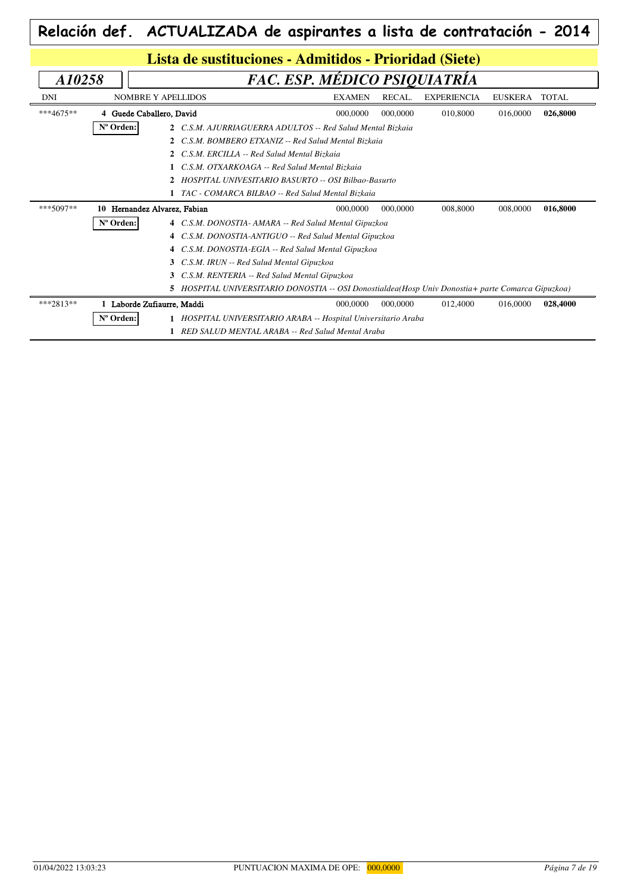# Relación def. ACTUALIZADA de aspirantes a lista de contratación - 2014

## Lista de sustituciones - Admitidos - Prioridad (Siete)

### *A10258* — *FAC. ESP. MÉDICO PSIQUIATRÍA*

| DNI | NOMBRE Y APELLIDOS | EXAMEN | RECAL. | EXPERIENCIA | EUSKERA | TOTAL |
|---|---|---|---|---|---|---|
| ***4675** | 4 Guede Caballero, David | 000,0000 | 000,0000 | 010,8000 | 016,0000 | **026,8000** |

**Nº Orden:**

- **2** *C.S.M. AJURRIAGUERRA ADULTOS -- Red Salud Mental Bizkaia*
- **2** *C.S.M. BOMBERO ETXANIZ -- Red Salud Mental Bizkaia*
- **2** *C.S.M. ERCILLA -- Red Salud Mental Bizkaia*
- **1** *C.S.M. OTXARKOAGA -- Red Salud Mental Bizkaia*
- **2** *HOSPITAL UNIVESITARIO BASURTO -- OSI Bilbao-Basurto*
- **1** *TAC - COMARCA BILBAO -- Red Salud Mental Bizkaia*

| DNI | NOMBRE Y APELLIDOS | EXAMEN | RECAL. | EXPERIENCIA | EUSKERA | TOTAL |
|---|---|---|---|---|---|---|
| ***5097** | 10 Hernandez Alvarez, Fabian | 000,0000 | 000,0000 | 008,8000 | 008,0000 | **016,8000** |

**Nº Orden:**

- **4** *C.S.M. DONOSTIA- AMARA -- Red Salud Mental Gipuzkoa*
- **4** *C.S.M. DONOSTIA-ANTIGUO -- Red Salud Mental Gipuzkoa*
- **4** *C.S.M. DONOSTIA-EGIA -- Red Salud Mental Gipuzkoa*
- **3** *C.S.M. IRUN -- Red Salud Mental Gipuzkoa*
- **3** *C.S.M. RENTERIA -- Red Salud Mental Gipuzkoa*
- **5** *HOSPITAL UNIVERSITARIO DONOSTIA -- OSI Donostialdea(Hosp Univ Donostia+ parte Comarca Gipuzkoa)*

| DNI | NOMBRE Y APELLIDOS | EXAMEN | RECAL. | EXPERIENCIA | EUSKERA | TOTAL |
|---|---|---|---|---|---|---|
| ***2813** | 1 Laborde Zufiaurre, Maddi | 000,0000 | 000,0000 | 012,4000 | 016,0000 | **028,4000** |

**Nº Orden:**

- **1** *HOSPITAL UNIVERSITARIO ARABA -- Hospital Universitario Araba*
- **1** *RED SALUD MENTAL ARABA -- Red Salud Mental Araba*

01/04/2022 13:03:23 — PUNTUACION MAXIMA DE OPE: 000,0000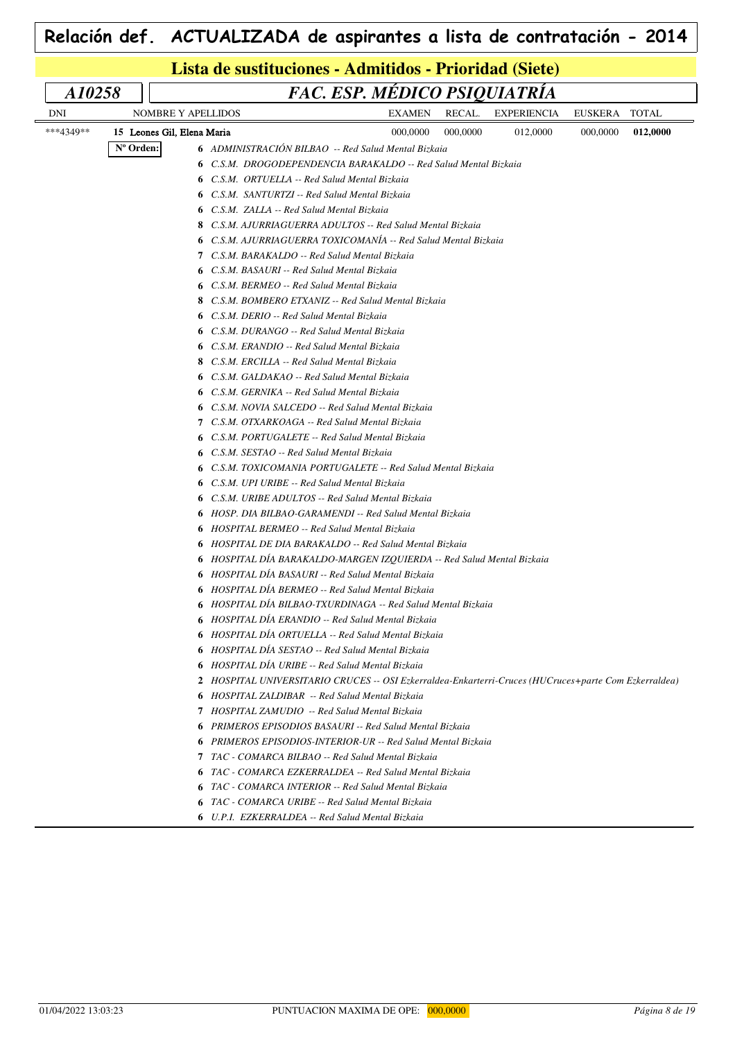# Relación def. ACTUALIZADA de aspirantes a lista de contratación - 2014

## Lista de sustituciones - Admitidos - Prioridad (Siete)

### *A10258* — *FAC. ESP. MÉDICO PSIQUIATRÍA*

| DNI | NOMBRE Y APELLIDOS | EXAMEN | RECAL. | EXPERIENCIA | EUSKERA | TOTAL |
|---|---|---|---|---|---|---|
| \*\*\*4349\*\* | 15 Leones Gil, Elena Maria | 000,0000 | 000,0000 | 012,0000 | 000,0000 | **012,0000** |

**Nº Orden:**

- **6** *ADMINISTRACIÓN BILBAO -- Red Salud Mental Bizkaia*
- **6** *C.S.M. DROGODEPENDENCIA BARAKALDO -- Red Salud Mental Bizkaia*
- **6** *C.S.M. ORTUELLA -- Red Salud Mental Bizkaia*
- **6** *C.S.M. SANTURTZI -- Red Salud Mental Bizkaia*
- **6** *C.S.M. ZALLA -- Red Salud Mental Bizkaia*
- **8** *C.S.M. AJURRIAGUERRA ADULTOS -- Red Salud Mental Bizkaia*
- **6** *C.S.M. AJURRIAGUERRA TOXICOMANÍA -- Red Salud Mental Bizkaia*
- **7** *C.S.M. BARAKALDO -- Red Salud Mental Bizkaia*
- **6** *C.S.M. BASAURI -- Red Salud Mental Bizkaia*
- **6** *C.S.M. BERMEO -- Red Salud Mental Bizkaia*
- **8** *C.S.M. BOMBERO ETXANIZ -- Red Salud Mental Bizkaia*
- **6** *C.S.M. DERIO -- Red Salud Mental Bizkaia*
- **6** *C.S.M. DURANGO -- Red Salud Mental Bizkaia*
- **6** *C.S.M. ERANDIO -- Red Salud Mental Bizkaia*
- **8** *C.S.M. ERCILLA -- Red Salud Mental Bizkaia*
- **6** *C.S.M. GALDAKAO -- Red Salud Mental Bizkaia*
- **6** *C.S.M. GERNIKA -- Red Salud Mental Bizkaia*
- **6** *C.S.M. NOVIA SALCEDO -- Red Salud Mental Bizkaia*
- **7** *C.S.M. OTXARKOAGA -- Red Salud Mental Bizkaia*
- **6** *C.S.M. PORTUGALETE -- Red Salud Mental Bizkaia*
- **6** *C.S.M. SESTAO -- Red Salud Mental Bizkaia*
- **6** *C.S.M. TOXICOMANIA PORTUGALETE -- Red Salud Mental Bizkaia*
- **6** *C.S.M. UPI URIBE -- Red Salud Mental Bizkaia*
- **6** *C.S.M. URIBE ADULTOS -- Red Salud Mental Bizkaia*
- **6** *HOSP. DIA BILBAO-GARAMENDI -- Red Salud Mental Bizkaia*
- **6** *HOSPITAL BERMEO -- Red Salud Mental Bizkaia*
- **6** *HOSPITAL DE DIA BARAKALDO -- Red Salud Mental Bizkaia*
- **6** *HOSPITAL DÍA BARAKALDO-MARGEN IZQUIERDA -- Red Salud Mental Bizkaia*
- **6** *HOSPITAL DÍA BASAURI -- Red Salud Mental Bizkaia*
- **6** *HOSPITAL DÍA BERMEO -- Red Salud Mental Bizkaia*
- **6** *HOSPITAL DÍA BILBAO-TXURDINAGA -- Red Salud Mental Bizkaia*
- **6** *HOSPITAL DÍA ERANDIO -- Red Salud Mental Bizkaia*
- **6** *HOSPITAL DÍA ORTUELLA -- Red Salud Mental Bizkaia*
- **6** *HOSPITAL DÍA SESTAO -- Red Salud Mental Bizkaia*
- **6** *HOSPITAL DÍA URIBE -- Red Salud Mental Bizkaia*
- **2** *HOSPITAL UNIVERSITARIO CRUCES -- OSI Ezkerraldea-Enkarterri-Cruces (HUCruces+parte Com Ezkerraldea)*
- **6** *HOSPITAL ZALDIBAR -- Red Salud Mental Bizkaia*
- **7** *HOSPITAL ZAMUDIO -- Red Salud Mental Bizkaia*
- **6** *PRIMEROS EPISODIOS BASAURI -- Red Salud Mental Bizkaia*
- **6** *PRIMEROS EPISODIOS-INTERIOR-UR -- Red Salud Mental Bizkaia*
- **7** *TAC - COMARCA BILBAO -- Red Salud Mental Bizkaia*
- **6** *TAC - COMARCA EZKERRALDEA -- Red Salud Mental Bizkaia*
- **6** *TAC - COMARCA INTERIOR -- Red Salud Mental Bizkaia*
- **6** *TAC - COMARCA URIBE -- Red Salud Mental Bizkaia*
- **6** *U.P.I. EZKERRALDEA -- Red Salud Mental Bizkaia*

01/04/2022 13:03:23 — PUNTUACION MAXIMA DE OPE: 000,0000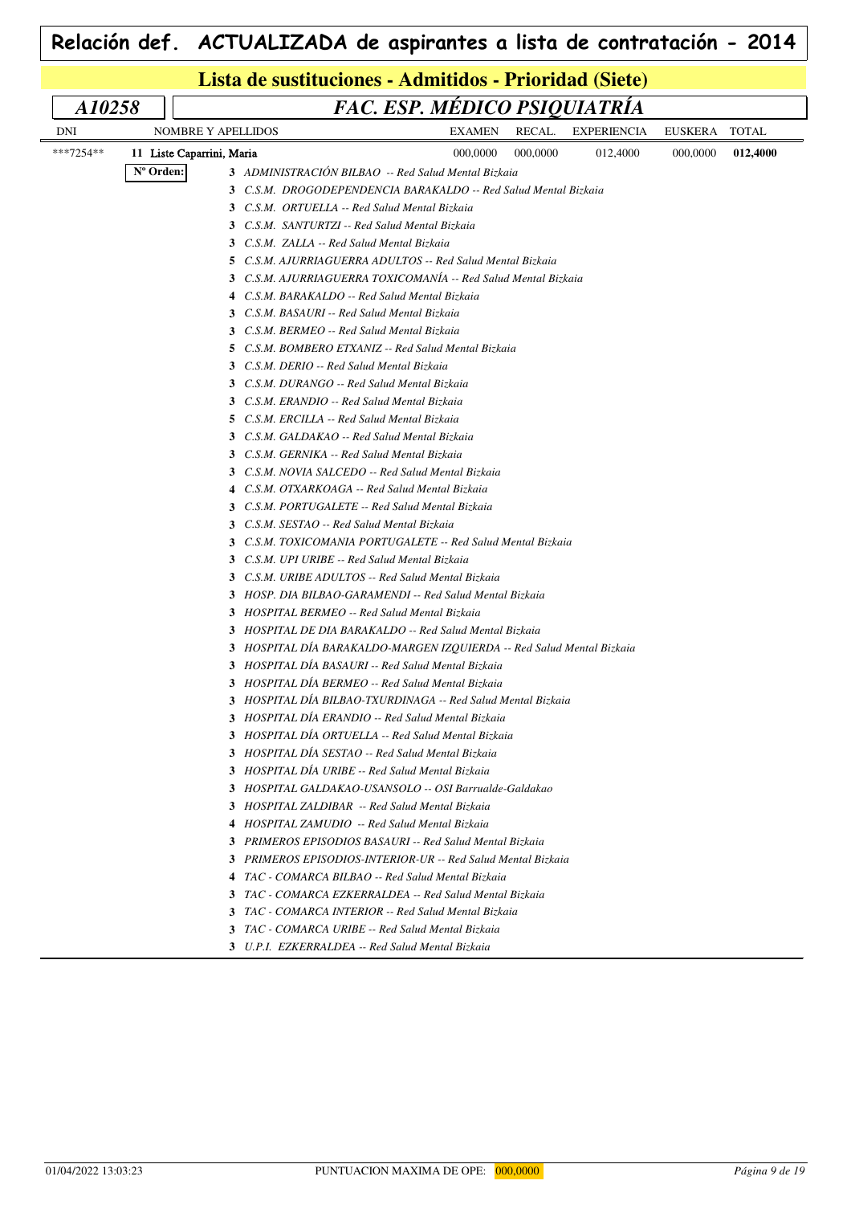# Relación def. ACTUALIZADA de aspirantes a lista de contratación - 2014

## Lista de sustituciones - Admitidos - Prioridad (Siete)

### A10258 — *FAC. ESP. MÉDICO PSIQUIATRÍA*

| DNI | NOMBRE Y APELLIDOS | EXAMEN | RECAL. | EXPERIENCIA | EUSKERA | TOTAL |
|---|---|---|---|---|---|---|
| ***7254** | 11 Liste Caparrini, Maria | 000,0000 | 000,0000 | 012,4000 | 000,0000 | **012,4000** |

**Nº Orden:**

- **3** *ADMINISTRACIÓN BILBAO -- Red Salud Mental Bizkaia*
- **3** *C.S.M. DROGODEPENDENCIA BARAKALDO -- Red Salud Mental Bizkaia*
- **3** *C.S.M. ORTUELLA -- Red Salud Mental Bizkaia*
- **3** *C.S.M. SANTURTZI -- Red Salud Mental Bizkaia*
- **3** *C.S.M. ZALLA -- Red Salud Mental Bizkaia*
- **5** *C.S.M. AJURRIAGUERRA ADULTOS -- Red Salud Mental Bizkaia*
- **3** *C.S.M. AJURRIAGUERRA TOXICOMANÍA -- Red Salud Mental Bizkaia*
- **4** *C.S.M. BARAKALDO -- Red Salud Mental Bizkaia*
- **3** *C.S.M. BASAURI -- Red Salud Mental Bizkaia*
- **3** *C.S.M. BERMEO -- Red Salud Mental Bizkaia*
- **5** *C.S.M. BOMBERO ETXANIZ -- Red Salud Mental Bizkaia*
- **3** *C.S.M. DERIO -- Red Salud Mental Bizkaia*
- **3** *C.S.M. DURANGO -- Red Salud Mental Bizkaia*
- **3** *C.S.M. ERANDIO -- Red Salud Mental Bizkaia*
- **5** *C.S.M. ERCILLA -- Red Salud Mental Bizkaia*
- **3** *C.S.M. GALDAKAO -- Red Salud Mental Bizkaia*
- **3** *C.S.M. GERNIKA -- Red Salud Mental Bizkaia*
- **3** *C.S.M. NOVIA SALCEDO -- Red Salud Mental Bizkaia*
- **4** *C.S.M. OTXARKOAGA -- Red Salud Mental Bizkaia*
- **3** *C.S.M. PORTUGALETE -- Red Salud Mental Bizkaia*
- **3** *C.S.M. SESTAO -- Red Salud Mental Bizkaia*
- **3** *C.S.M. TOXICOMANIA PORTUGALETE -- Red Salud Mental Bizkaia*
- **3** *C.S.M. UPI URIBE -- Red Salud Mental Bizkaia*
- **3** *C.S.M. URIBE ADULTOS -- Red Salud Mental Bizkaia*
- **3** *HOSP. DIA BILBAO-GARAMENDI -- Red Salud Mental Bizkaia*
- **3** *HOSPITAL BERMEO -- Red Salud Mental Bizkaia*
- **3** *HOSPITAL DE DIA BARAKALDO -- Red Salud Mental Bizkaia*
- **3** *HOSPITAL DÍA BARAKALDO-MARGEN IZQUIERDA -- Red Salud Mental Bizkaia*
- **3** *HOSPITAL DÍA BASAURI -- Red Salud Mental Bizkaia*
- **3** *HOSPITAL DÍA BERMEO -- Red Salud Mental Bizkaia*
- **3** *HOSPITAL DÍA BILBAO-TXURDINAGA -- Red Salud Mental Bizkaia*
- **3** *HOSPITAL DÍA ERANDIO -- Red Salud Mental Bizkaia*
- **3** *HOSPITAL DÍA ORTUELLA -- Red Salud Mental Bizkaia*
- **3** *HOSPITAL DÍA SESTAO -- Red Salud Mental Bizkaia*
- **3** *HOSPITAL DÍA URIBE -- Red Salud Mental Bizkaia*
- **3** *HOSPITAL GALDAKAO-USANSOLO -- OSI Barrualde-Galdakao*
- **3** *HOSPITAL ZALDIBAR -- Red Salud Mental Bizkaia*
- **4** *HOSPITAL ZAMUDIO -- Red Salud Mental Bizkaia*
- **3** *PRIMEROS EPISODIOS BASAURI -- Red Salud Mental Bizkaia*
- **3** *PRIMEROS EPISODIOS-INTERIOR-UR -- Red Salud Mental Bizkaia*
- **4** *TAC - COMARCA BILBAO -- Red Salud Mental Bizkaia*
- **3** *TAC - COMARCA EZKERRALDEA -- Red Salud Mental Bizkaia*
- **3** *TAC - COMARCA INTERIOR -- Red Salud Mental Bizkaia*
- **3** *TAC - COMARCA URIBE -- Red Salud Mental Bizkaia*
- **3** *U.P.I. EZKERRALDEA -- Red Salud Mental Bizkaia*

PUNTUACION MAXIMA DE OPE: 000,0000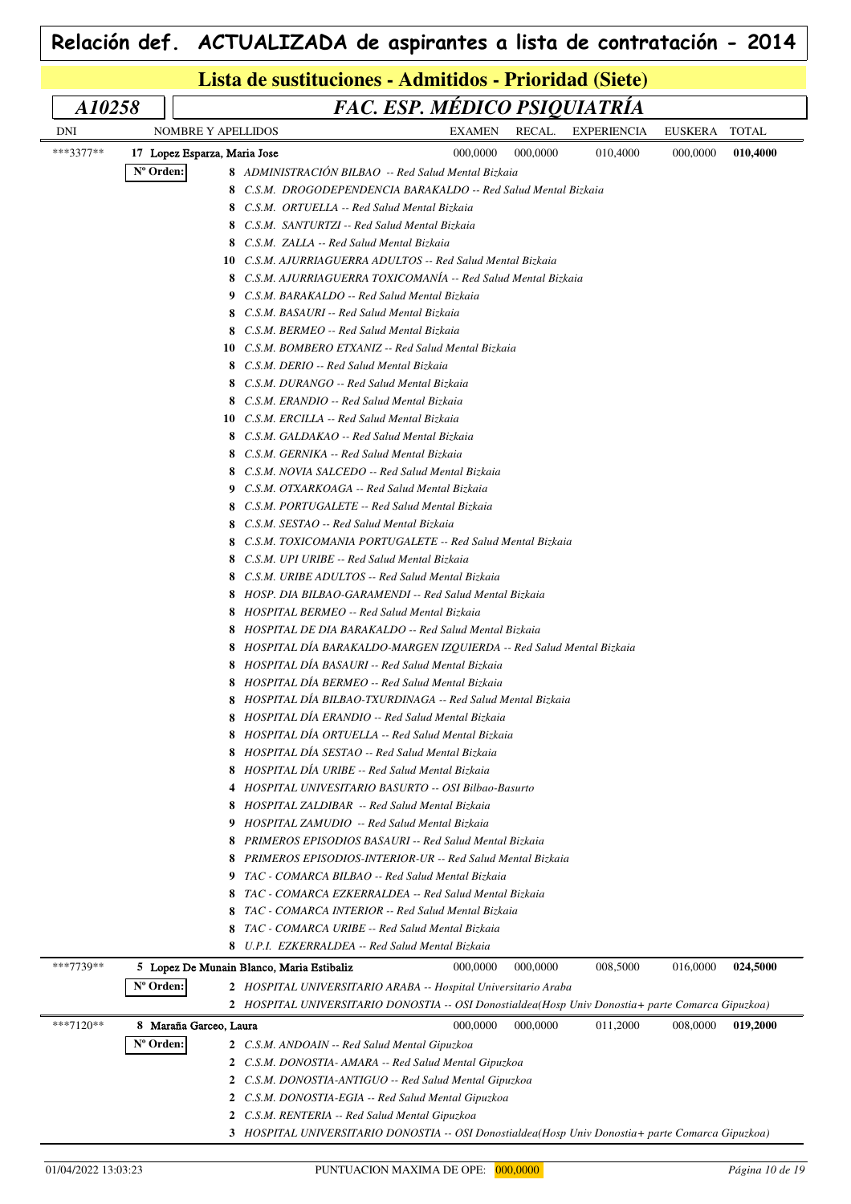# Relación def. ACTUALIZADA de aspirantes a lista de contratación - 2014

## Lista de sustituciones - Admitidos - Prioridad (Siete)

### A10258 — FAC. ESP. MÉDICO PSIQUIATRÍA

| DNI | NOMBRE Y APELLIDOS | EXAMEN | RECAL. | EXPERIENCIA | EUSKERA | TOTAL |
|---|---|---|---|---|---|---|
| \*\*\*3377\*\* | 17 Lopez Esparza, Maria Jose | 000,0000 | 000,0000 | 010,4000 | 000,0000 | **010,4000** |

**Nº Orden:**

- 8 *ADMINISTRACIÓN BILBAO -- Red Salud Mental Bizkaia*
- 8 *C.S.M. DROGODEPENDENCIA BARAKALDO -- Red Salud Mental Bizkaia*
- 8 *C.S.M. ORTUELLA -- Red Salud Mental Bizkaia*
- 8 *C.S.M. SANTURTZI -- Red Salud Mental Bizkaia*
- 8 *C.S.M. ZALLA -- Red Salud Mental Bizkaia*
- 10 *C.S.M. AJURRIAGUERRA ADULTOS -- Red Salud Mental Bizkaia*
- 8 *C.S.M. AJURRIAGUERRA TOXICOMANÍA -- Red Salud Mental Bizkaia*
- 9 *C.S.M. BARAKALDO -- Red Salud Mental Bizkaia*
- 8 *C.S.M. BASAURI -- Red Salud Mental Bizkaia*
- 8 *C.S.M. BERMEO -- Red Salud Mental Bizkaia*
- 10 *C.S.M. BOMBERO ETXANIZ -- Red Salud Mental Bizkaia*
- 8 *C.S.M. DERIO -- Red Salud Mental Bizkaia*
- 8 *C.S.M. DURANGO -- Red Salud Mental Bizkaia*
- 8 *C.S.M. ERANDIO -- Red Salud Mental Bizkaia*
- 10 *C.S.M. ERCILLA -- Red Salud Mental Bizkaia*
- 8 *C.S.M. GALDAKAO -- Red Salud Mental Bizkaia*
- 8 *C.S.M. GERNIKA -- Red Salud Mental Bizkaia*
- 8 *C.S.M. NOVIA SALCEDO -- Red Salud Mental Bizkaia*
- 9 *C.S.M. OTXARKOAGA -- Red Salud Mental Bizkaia*
- 8 *C.S.M. PORTUGALETE -- Red Salud Mental Bizkaia*
- 8 *C.S.M. SESTAO -- Red Salud Mental Bizkaia*
- 8 *C.S.M. TOXICOMANIA PORTUGALETE -- Red Salud Mental Bizkaia*
- 8 *C.S.M. UPI URIBE -- Red Salud Mental Bizkaia*
- 8 *C.S.M. URIBE ADULTOS -- Red Salud Mental Bizkaia*
- 8 *HOSP. DIA BILBAO-GARAMENDI -- Red Salud Mental Bizkaia*
- 8 *HOSPITAL BERMEO -- Red Salud Mental Bizkaia*
- 8 *HOSPITAL DE DIA BARAKALDO -- Red Salud Mental Bizkaia*
- 8 *HOSPITAL DÍA BARAKALDO-MARGEN IZQUIERDA -- Red Salud Mental Bizkaia*
- 8 *HOSPITAL DÍA BASAURI -- Red Salud Mental Bizkaia*
- 8 *HOSPITAL DÍA BERMEO -- Red Salud Mental Bizkaia*
- 8 *HOSPITAL DÍA BILBAO-TXURDINAGA -- Red Salud Mental Bizkaia*
- 8 *HOSPITAL DÍA ERANDIO -- Red Salud Mental Bizkaia*
- 8 *HOSPITAL DÍA ORTUELLA -- Red Salud Mental Bizkaia*
- 8 *HOSPITAL DÍA SESTAO -- Red Salud Mental Bizkaia*
- 8 *HOSPITAL DÍA URIBE -- Red Salud Mental Bizkaia*
- 4 *HOSPITAL UNIVESITARIO BASURTO -- OSI Bilbao-Basurto*
- 8 *HOSPITAL ZALDIBAR -- Red Salud Mental Bizkaia*
- 9 *HOSPITAL ZAMUDIO -- Red Salud Mental Bizkaia*
- 8 *PRIMEROS EPISODIOS BASAURI -- Red Salud Mental Bizkaia*
- 8 *PRIMEROS EPISODIOS-INTERIOR-UR -- Red Salud Mental Bizkaia*
- 9 *TAC - COMARCA BILBAO -- Red Salud Mental Bizkaia*
- 8 *TAC - COMARCA EZKERRALDEA -- Red Salud Mental Bizkaia*
- 8 *TAC - COMARCA INTERIOR -- Red Salud Mental Bizkaia*
- 8 *TAC - COMARCA URIBE -- Red Salud Mental Bizkaia*
- 8 *U.P.I. EZKERRALDEA -- Red Salud Mental Bizkaia*

| DNI | NOMBRE Y APELLIDOS | EXAMEN | RECAL. | EXPERIENCIA | EUSKERA | TOTAL |
|---|---|---|---|---|---|---|
| \*\*\*7739\*\* | 5 Lopez De Munain Blanco, Maria Estibaliz | 000,0000 | 000,0000 | 008,5000 | 016,0000 | **024,5000** |

**Nº Orden:**

- 2 *HOSPITAL UNIVERSITARIO ARABA -- Hospital Universitario Araba*
- 2 *HOSPITAL UNIVERSITARIO DONOSTIA -- OSI Donostialdea(Hosp Univ Donostia+ parte Comarca Gipuzkoa)*

| DNI | NOMBRE Y APELLIDOS | EXAMEN | RECAL. | EXPERIENCIA | EUSKERA | TOTAL |
|---|---|---|---|---|---|---|
| \*\*\*7120\*\* | 8 Maraña Garceo, Laura | 000,0000 | 000,0000 | 011,2000 | 008,0000 | **019,2000** |

**Nº Orden:**

- 2 *C.S.M. ANDOAIN -- Red Salud Mental Gipuzkoa*
- 2 *C.S.M. DONOSTIA- AMARA -- Red Salud Mental Gipuzkoa*
- 2 *C.S.M. DONOSTIA-ANTIGUO -- Red Salud Mental Gipuzkoa*
- 2 *C.S.M. DONOSTIA-EGIA -- Red Salud Mental Gipuzkoa*
- 2 *C.S.M. RENTERIA -- Red Salud Mental Gipuzkoa*
- 3 *HOSPITAL UNIVERSITARIO DONOSTIA -- OSI Donostialdea(Hosp Univ Donostia+ parte Comarca Gipuzkoa)*

01/04/2022 13:03:23 — PUNTUACION MAXIMA DE OPE: 000,0000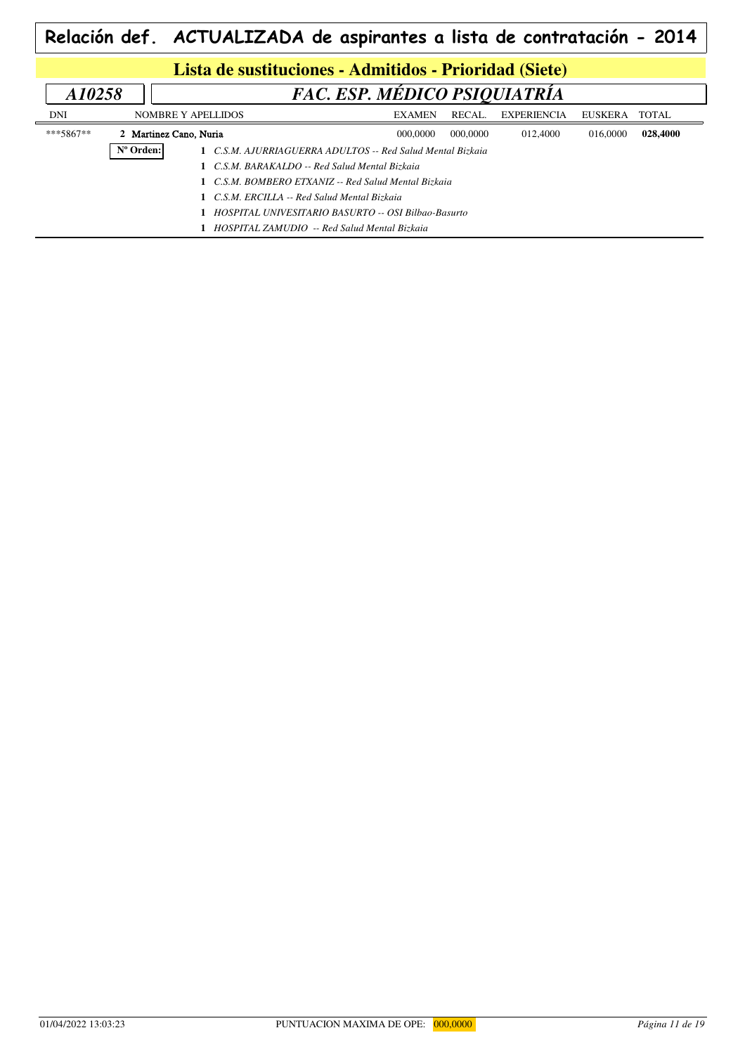# Relación def. ACTUALIZADA de aspirantes a lista de contratación - 2014

## Lista de sustituciones - Admitidos - Prioridad (Siete)

### *A10258* — *FAC. ESP. MÉDICO PSIQUIATRÍA*

| DNI | NOMBRE Y APELLIDOS | EXAMEN | RECAL. | EXPERIENCIA | EUSKERA | TOTAL |
|---|---|---|---|---|---|---|
| ***5867** | 2 Martinez Cano, Nuria | 000,0000 | 000,0000 | 012,4000 | 016,0000 | **028,4000** |

**Nº Orden:**

- **1** *C.S.M. AJURRIAGUERRA ADULTOS -- Red Salud Mental Bizkaia*
- **1** *C.S.M. BARAKALDO -- Red Salud Mental Bizkaia*
- **1** *C.S.M. BOMBERO ETXANIZ -- Red Salud Mental Bizkaia*
- **1** *C.S.M. ERCILLA -- Red Salud Mental Bizkaia*
- **1** *HOSPITAL UNIVESITARIO BASURTO -- OSI Bilbao-Basurto*
- **1** *HOSPITAL ZAMUDIO -- Red Salud Mental Bizkaia*

01/04/2022 13:03:23 — PUNTUACION MAXIMA DE OPE: 000,0000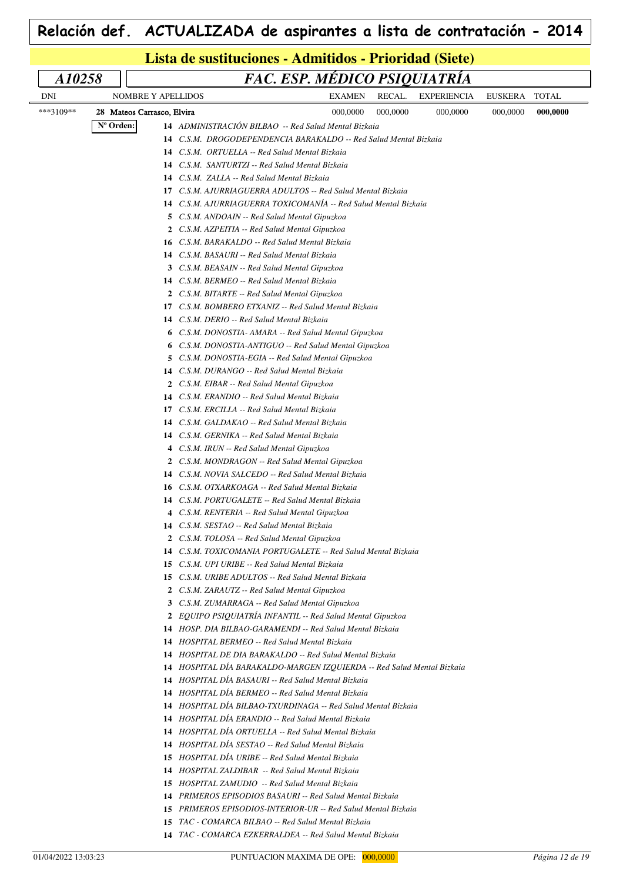# Relación def. ACTUALIZADA de aspirantes a lista de contratación - 2014

## Lista de sustituciones - Admitidos - Prioridad (Siete)

### A10258 — *FAC. ESP. MÉDICO PSIQUIATRÍA*

| DNI | NOMBRE Y APELLIDOS | EXAMEN | RECAL. | EXPERIENCIA | EUSKERA | TOTAL |
|---|---|---|---|---|---|---|
| ***3109** | 28 Mateos Carrasco, Elvira | 000,0000 | 000,0000 | 000,0000 | 000,0000 | **000,0000** |

**Nº Orden:**

| Nº Orden | Destino |
|---|---|
| 14 | *ADMINISTRACIÓN BILBAO -- Red Salud Mental Bizkaia* |
| 14 | *C.S.M. DROGODEPENDENCIA BARAKALDO -- Red Salud Mental Bizkaia* |
| 14 | *C.S.M. ORTUELLA -- Red Salud Mental Bizkaia* |
| 14 | *C.S.M. SANTURTZI -- Red Salud Mental Bizkaia* |
| 14 | *C.S.M. ZALLA -- Red Salud Mental Bizkaia* |
| 17 | *C.S.M. AJURRIAGUERRA ADULTOS -- Red Salud Mental Bizkaia* |
| 14 | *C.S.M. AJURRIAGUERRA TOXICOMANÍA -- Red Salud Mental Bizkaia* |
| 5 | *C.S.M. ANDOAIN -- Red Salud Mental Gipuzkoa* |
| 2 | *C.S.M. AZPEITIA -- Red Salud Mental Gipuzkoa* |
| 16 | *C.S.M. BARAKALDO -- Red Salud Mental Bizkaia* |
| 14 | *C.S.M. BASAURI -- Red Salud Mental Bizkaia* |
| 3 | *C.S.M. BEASAIN -- Red Salud Mental Gipuzkoa* |
| 14 | *C.S.M. BERMEO -- Red Salud Mental Bizkaia* |
| 2 | *C.S.M. BITARTE -- Red Salud Mental Gipuzkoa* |
| 17 | *C.S.M. BOMBERO ETXANIZ -- Red Salud Mental Bizkaia* |
| 14 | *C.S.M. DERIO -- Red Salud Mental Bizkaia* |
| 6 | *C.S.M. DONOSTIA- AMARA -- Red Salud Mental Gipuzkoa* |
| 6 | *C.S.M. DONOSTIA-ANTIGUO -- Red Salud Mental Gipuzkoa* |
| 5 | *C.S.M. DONOSTIA-EGIA -- Red Salud Mental Gipuzkoa* |
| 14 | *C.S.M. DURANGO -- Red Salud Mental Bizkaia* |
| 2 | *C.S.M. EIBAR -- Red Salud Mental Gipuzkoa* |
| 14 | *C.S.M. ERANDIO -- Red Salud Mental Bizkaia* |
| 17 | *C.S.M. ERCILLA -- Red Salud Mental Bizkaia* |
| 14 | *C.S.M. GALDAKAO -- Red Salud Mental Bizkaia* |
| 14 | *C.S.M. GERNIKA -- Red Salud Mental Bizkaia* |
| 4 | *C.S.M. IRUN -- Red Salud Mental Gipuzkoa* |
| 2 | *C.S.M. MONDRAGON -- Red Salud Mental Gipuzkoa* |
| 14 | *C.S.M. NOVIA SALCEDO -- Red Salud Mental Bizkaia* |
| 16 | *C.S.M. OTXARKOAGA -- Red Salud Mental Bizkaia* |
| 14 | *C.S.M. PORTUGALETE -- Red Salud Mental Bizkaia* |
| 4 | *C.S.M. RENTERIA -- Red Salud Mental Gipuzkoa* |
| 14 | *C.S.M. SESTAO -- Red Salud Mental Bizkaia* |
| 2 | *C.S.M. TOLOSA -- Red Salud Mental Gipuzkoa* |
| 14 | *C.S.M. TOXICOMANIA PORTUGALETE -- Red Salud Mental Bizkaia* |
| 15 | *C.S.M. UPI URIBE -- Red Salud Mental Bizkaia* |
| 15 | *C.S.M. URIBE ADULTOS -- Red Salud Mental Bizkaia* |
| 2 | *C.S.M. ZARAUTZ -- Red Salud Mental Gipuzkoa* |
| 3 | *C.S.M. ZUMARRAGA -- Red Salud Mental Gipuzkoa* |
| 2 | *EQUIPO PSIQUIATRÍA INFANTIL -- Red Salud Mental Gipuzkoa* |
| 14 | *HOSP. DIA BILBAO-GARAMENDI -- Red Salud Mental Bizkaia* |
| 14 | *HOSPITAL BERMEO -- Red Salud Mental Bizkaia* |
| 14 | *HOSPITAL DE DIA BARAKALDO -- Red Salud Mental Bizkaia* |
| 14 | *HOSPITAL DÍA BARAKALDO-MARGEN IZQUIERDA -- Red Salud Mental Bizkaia* |
| 14 | *HOSPITAL DÍA BASAURI -- Red Salud Mental Bizkaia* |
| 14 | *HOSPITAL DÍA BERMEO -- Red Salud Mental Bizkaia* |
| 14 | *HOSPITAL DÍA BILBAO-TXURDINAGA -- Red Salud Mental Bizkaia* |
| 14 | *HOSPITAL DÍA ERANDIO -- Red Salud Mental Bizkaia* |
| 14 | *HOSPITAL DÍA ORTUELLA -- Red Salud Mental Bizkaia* |
| 14 | *HOSPITAL DÍA SESTAO -- Red Salud Mental Bizkaia* |
| 15 | *HOSPITAL DÍA URIBE -- Red Salud Mental Bizkaia* |
| 14 | *HOSPITAL ZALDIBAR -- Red Salud Mental Bizkaia* |
| 15 | *HOSPITAL ZAMUDIO -- Red Salud Mental Bizkaia* |
| 14 | *PRIMEROS EPISODIOS BASAURI -- Red Salud Mental Bizkaia* |
| 15 | *PRIMEROS EPISODIOS-INTERIOR-UR -- Red Salud Mental Bizkaia* |
| 15 | *TAC - COMARCA BILBAO -- Red Salud Mental Bizkaia* |
| 14 | *TAC - COMARCA EZKERRALDEA -- Red Salud Mental Bizkaia* |

01/04/2022 13:03:23 — PUNTUACION MAXIMA DE OPE: 000,0000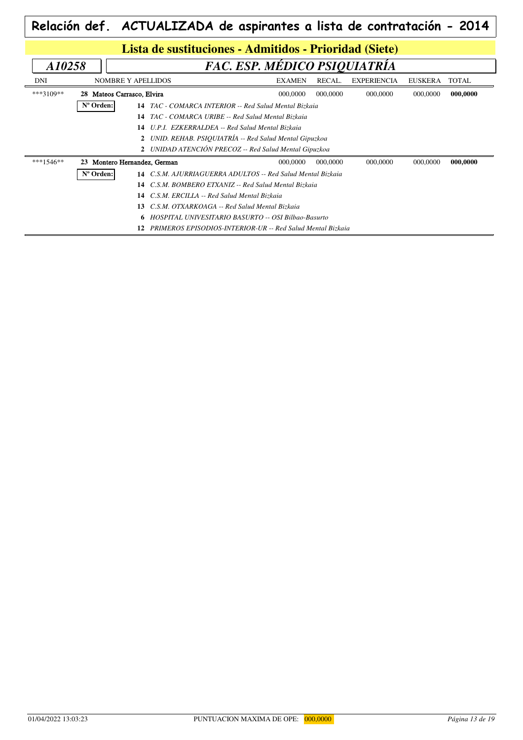# Relación def. ACTUALIZADA de aspirantes a lista de contratación - 2014

## Lista de sustituciones - Admitidos - Prioridad (Siete)

### *A10258* — *FAC. ESP. MÉDICO PSIQUIATRÍA*

| DNI | NOMBRE Y APELLIDOS | EXAMEN | RECAL. | EXPERIENCIA | EUSKERA | TOTAL |
|---|---|---|---|---|---|---|
| ***3109** | **28** Mateos Carrasco, Elvira | 000,0000 | 000,0000 | 000,0000 | 000,0000 | **000,0000** |
| | **Nº Orden:** **14** *TAC - COMARCA INTERIOR -- Red Salud Mental Bizkaia* | | | | | |
| | **14** *TAC - COMARCA URIBE -- Red Salud Mental Bizkaia* | | | | | |
| | **14** *U.P.I. EZKERRALDEA -- Red Salud Mental Bizkaia* | | | | | |
| | **2** *UNID. REHAB. PSIQUIATRÍA -- Red Salud Mental Gipuzkoa* | | | | | |
| | **2** *UNIDAD ATENCIÓN PRECOZ -- Red Salud Mental Gipuzkoa* | | | | | |
| ***1546** | **23** Montero Hernandez, German | 000,0000 | 000,0000 | 000,0000 | 000,0000 | **000,0000** |
| | **Nº Orden:** **14** *C.S.M. AJURRIAGUERRA ADULTOS -- Red Salud Mental Bizkaia* | | | | | |
| | **14** *C.S.M. BOMBERO ETXANIZ -- Red Salud Mental Bizkaia* | | | | | |
| | **14** *C.S.M. ERCILLA -- Red Salud Mental Bizkaia* | | | | | |
| | **13** *C.S.M. OTXARKOAGA -- Red Salud Mental Bizkaia* | | | | | |
| | **6** *HOSPITAL UNIVESITARIO BASURTO -- OSI Bilbao-Basurto* | | | | | |
| | **12** *PRIMEROS EPISODIOS-INTERIOR-UR -- Red Salud Mental Bizkaia* | | | | | |

01/04/2022 13:03:23 — PUNTUACION MAXIMA DE OPE: 000,0000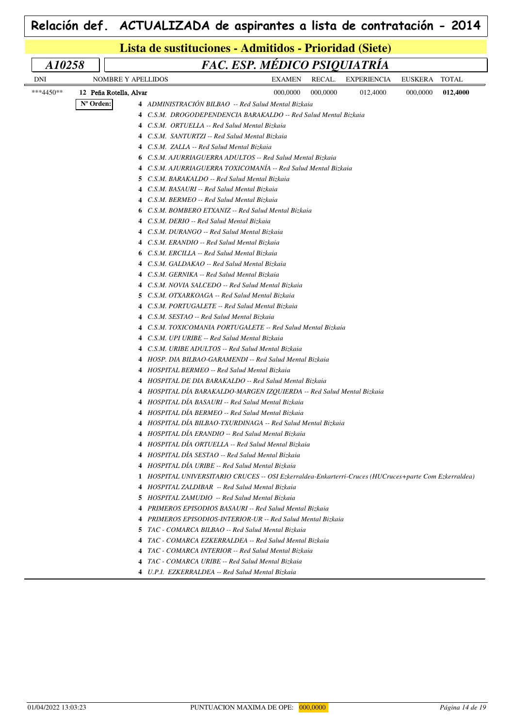# Relación def. ACTUALIZADA de aspirantes a lista de contratación - 2014

## Lista de sustituciones - Admitidos - Prioridad (Siete)

### *A10258* — *FAC. ESP. MÉDICO PSIQUIATRÍA*

| DNI | NOMBRE Y APELLIDOS | EXAMEN | RECAL. | EXPERIENCIA | EUSKERA | TOTAL |
|---|---|---|---|---|---|---|
| ***4450** | 12 Peña Rotella, Alvar | 000,0000 | 000,0000 | 012,4000 | 000,0000 | **012,4000** |

**Nº Orden:**

- **4** *ADMINISTRACIÓN BILBAO -- Red Salud Mental Bizkaia*
- **4** *C.S.M. DROGODEPENDENCIA BARAKALDO -- Red Salud Mental Bizkaia*
- **4** *C.S.M. ORTUELLA -- Red Salud Mental Bizkaia*
- **4** *C.S.M. SANTURTZI -- Red Salud Mental Bizkaia*
- **4** *C.S.M. ZALLA -- Red Salud Mental Bizkaia*
- **6** *C.S.M. AJURRIAGUERRA ADULTOS -- Red Salud Mental Bizkaia*
- **4** *C.S.M. AJURRIAGUERRA TOXICOMANÍA -- Red Salud Mental Bizkaia*
- **5** *C.S.M. BARAKALDO -- Red Salud Mental Bizkaia*
- **4** *C.S.M. BASAURI -- Red Salud Mental Bizkaia*
- **4** *C.S.M. BERMEO -- Red Salud Mental Bizkaia*
- **6** *C.S.M. BOMBERO ETXANIZ -- Red Salud Mental Bizkaia*
- **4** *C.S.M. DERIO -- Red Salud Mental Bizkaia*
- **4** *C.S.M. DURANGO -- Red Salud Mental Bizkaia*
- **4** *C.S.M. ERANDIO -- Red Salud Mental Bizkaia*
- **6** *C.S.M. ERCILLA -- Red Salud Mental Bizkaia*
- **4** *C.S.M. GALDAKAO -- Red Salud Mental Bizkaia*
- **4** *C.S.M. GERNIKA -- Red Salud Mental Bizkaia*
- **4** *C.S.M. NOVIA SALCEDO -- Red Salud Mental Bizkaia*
- **5** *C.S.M. OTXARKOAGA -- Red Salud Mental Bizkaia*
- **4** *C.S.M. PORTUGALETE -- Red Salud Mental Bizkaia*
- **4** *C.S.M. SESTAO -- Red Salud Mental Bizkaia*
- **4** *C.S.M. TOXICOMANIA PORTUGALETE -- Red Salud Mental Bizkaia*
- **4** *C.S.M. UPI URIBE -- Red Salud Mental Bizkaia*
- **4** *C.S.M. URIBE ADULTOS -- Red Salud Mental Bizkaia*
- **4** *HOSP. DIA BILBAO-GARAMENDI -- Red Salud Mental Bizkaia*
- **4** *HOSPITAL BERMEO -- Red Salud Mental Bizkaia*
- **4** *HOSPITAL DE DIA BARAKALDO -- Red Salud Mental Bizkaia*
- **4** *HOSPITAL DÍA BARAKALDO-MARGEN IZQUIERDA -- Red Salud Mental Bizkaia*
- **4** *HOSPITAL DÍA BASAURI -- Red Salud Mental Bizkaia*
- **4** *HOSPITAL DÍA BERMEO -- Red Salud Mental Bizkaia*
- **4** *HOSPITAL DÍA BILBAO-TXURDINAGA -- Red Salud Mental Bizkaia*
- **4** *HOSPITAL DÍA ERANDIO -- Red Salud Mental Bizkaia*
- **4** *HOSPITAL DÍA ORTUELLA -- Red Salud Mental Bizkaia*
- **4** *HOSPITAL DÍA SESTAO -- Red Salud Mental Bizkaia*
- **4** *HOSPITAL DÍA URIBE -- Red Salud Mental Bizkaia*
- **1** *HOSPITAL UNIVERSITARIO CRUCES -- OSI Ezkerraldea-Enkarterri-Cruces (HUCruces+parte Com Ezkerraldea)*
- **4** *HOSPITAL ZALDIBAR -- Red Salud Mental Bizkaia*
- **5** *HOSPITAL ZAMUDIO -- Red Salud Mental Bizkaia*
- **4** *PRIMEROS EPISODIOS BASAURI -- Red Salud Mental Bizkaia*
- **4** *PRIMEROS EPISODIOS-INTERIOR-UR -- Red Salud Mental Bizkaia*
- **5** *TAC - COMARCA BILBAO -- Red Salud Mental Bizkaia*
- **4** *TAC - COMARCA EZKERRALDEA -- Red Salud Mental Bizkaia*
- **4** *TAC - COMARCA INTERIOR -- Red Salud Mental Bizkaia*
- **4** *TAC - COMARCA URIBE -- Red Salud Mental Bizkaia*
- **4** *U.P.I. EZKERRALDEA -- Red Salud Mental Bizkaia*

01/04/2022 13:03:23 — PUNTUACION MAXIMA DE OPE: 000,0000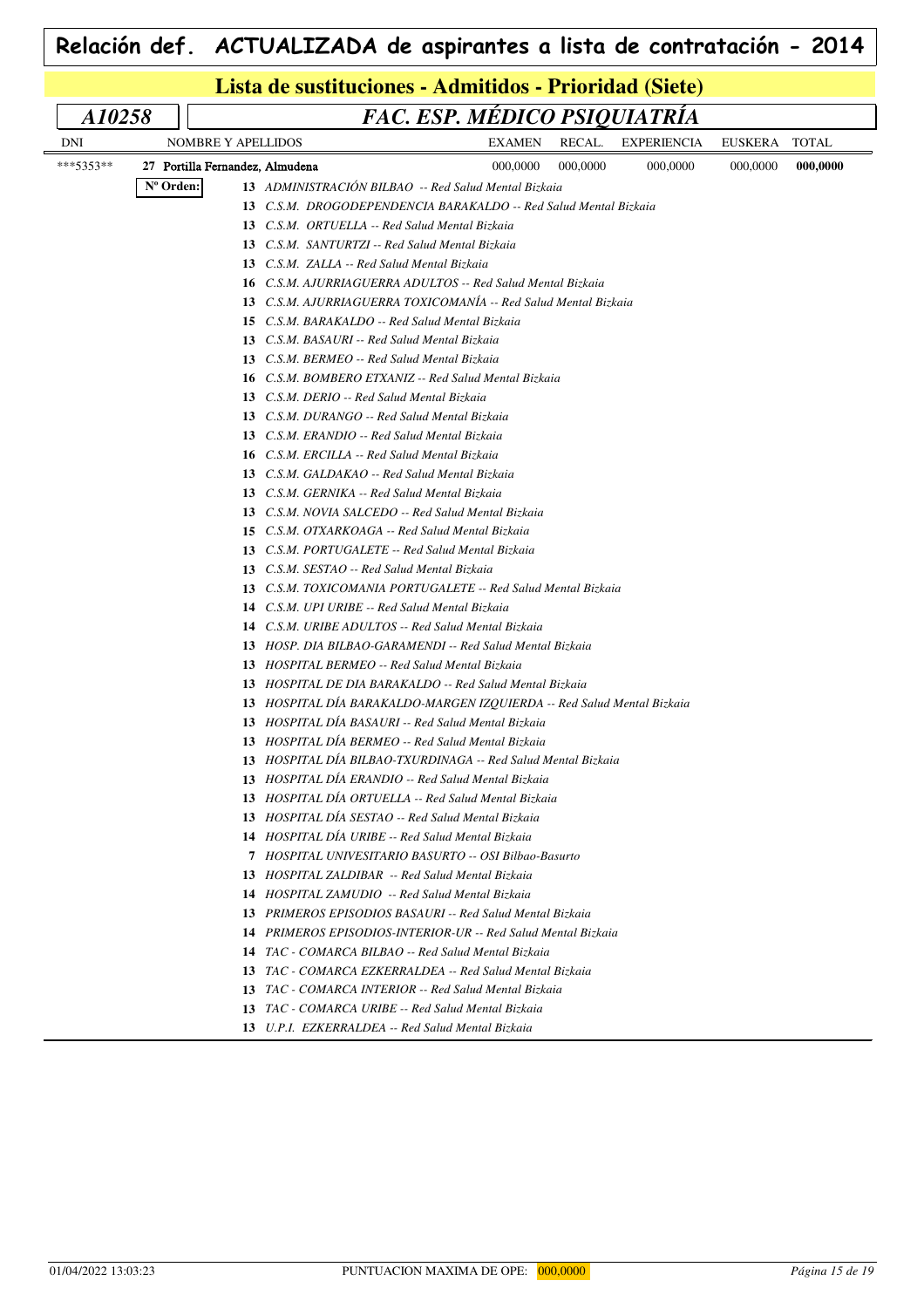# Relación def. ACTUALIZADA de aspirantes a lista de contratación - 2014

## Lista de sustituciones - Admitidos - Prioridad (Siete)

| *A10258* | *FAC. ESP. MÉDICO PSIQUIATRÍA* |
|---|---|

| DNI | NOMBRE Y APELLIDOS | EXAMEN | RECAL. | EXPERIENCIA | EUSKERA | TOTAL |
|---|---|---|---|---|---|---|
| ***5353** | 27 Portilla Fernandez, Almudena | 000,0000 | 000,0000 | 000,0000 | 000,0000 | **000,0000** |

**Nº Orden:**

**13** *ADMINISTRACIÓN BILBAO -- Red Salud Mental Bizkaia*
**13** *C.S.M. DROGODEPENDENCIA BARAKALDO -- Red Salud Mental Bizkaia*
**13** *C.S.M. ORTUELLA -- Red Salud Mental Bizkaia*
**13** *C.S.M. SANTURTZI -- Red Salud Mental Bizkaia*
**13** *C.S.M. ZALLA -- Red Salud Mental Bizkaia*
**16** *C.S.M. AJURRIAGUERRA ADULTOS -- Red Salud Mental Bizkaia*
**13** *C.S.M. AJURRIAGUERRA TOXICOMANÍA -- Red Salud Mental Bizkaia*
**15** *C.S.M. BARAKALDO -- Red Salud Mental Bizkaia*
**13** *C.S.M. BASAURI -- Red Salud Mental Bizkaia*
**13** *C.S.M. BERMEO -- Red Salud Mental Bizkaia*
**16** *C.S.M. BOMBERO ETXANIZ -- Red Salud Mental Bizkaia*
**13** *C.S.M. DERIO -- Red Salud Mental Bizkaia*
**13** *C.S.M. DURANGO -- Red Salud Mental Bizkaia*
**13** *C.S.M. ERANDIO -- Red Salud Mental Bizkaia*
**16** *C.S.M. ERCILLA -- Red Salud Mental Bizkaia*
**13** *C.S.M. GALDAKAO -- Red Salud Mental Bizkaia*
**13** *C.S.M. GERNIKA -- Red Salud Mental Bizkaia*
**13** *C.S.M. NOVIA SALCEDO -- Red Salud Mental Bizkaia*
**15** *C.S.M. OTXARKOAGA -- Red Salud Mental Bizkaia*
**13** *C.S.M. PORTUGALETE -- Red Salud Mental Bizkaia*
**13** *C.S.M. SESTAO -- Red Salud Mental Bizkaia*
**13** *C.S.M. TOXICOMANIA PORTUGALETE -- Red Salud Mental Bizkaia*
**14** *C.S.M. UPI URIBE -- Red Salud Mental Bizkaia*
**14** *C.S.M. URIBE ADULTOS -- Red Salud Mental Bizkaia*
**13** *HOSP. DIA BILBAO-GARAMENDI -- Red Salud Mental Bizkaia*
**13** *HOSPITAL BERMEO -- Red Salud Mental Bizkaia*
**13** *HOSPITAL DE DIA BARAKALDO -- Red Salud Mental Bizkaia*
**13** *HOSPITAL DÍA BARAKALDO-MARGEN IZQUIERDA -- Red Salud Mental Bizkaia*
**13** *HOSPITAL DÍA BASAURI -- Red Salud Mental Bizkaia*
**13** *HOSPITAL DÍA BERMEO -- Red Salud Mental Bizkaia*
**13** *HOSPITAL DÍA BILBAO-TXURDINAGA -- Red Salud Mental Bizkaia*
**13** *HOSPITAL DÍA ERANDIO -- Red Salud Mental Bizkaia*
**13** *HOSPITAL DÍA ORTUELLA -- Red Salud Mental Bizkaia*
**13** *HOSPITAL DÍA SESTAO -- Red Salud Mental Bizkaia*
**14** *HOSPITAL DÍA URIBE -- Red Salud Mental Bizkaia*
**7** *HOSPITAL UNIVESITARIO BASURTO -- OSI Bilbao-Basurto*
**13** *HOSPITAL ZALDIBAR -- Red Salud Mental Bizkaia*
**14** *HOSPITAL ZAMUDIO -- Red Salud Mental Bizkaia*
**13** *PRIMEROS EPISODIOS BASAURI -- Red Salud Mental Bizkaia*
**14** *PRIMEROS EPISODIOS-INTERIOR-UR -- Red Salud Mental Bizkaia*
**14** *TAC - COMARCA BILBAO -- Red Salud Mental Bizkaia*
**13** *TAC - COMARCA EZKERRALDEA -- Red Salud Mental Bizkaia*
**13** *TAC - COMARCA INTERIOR -- Red Salud Mental Bizkaia*
**13** *TAC - COMARCA URIBE -- Red Salud Mental Bizkaia*
**13** *U.P.I. EZKERRALDEA -- Red Salud Mental Bizkaia*

01/04/2022 13:03:23 PUNTUACION MAXIMA DE OPE: 000,0000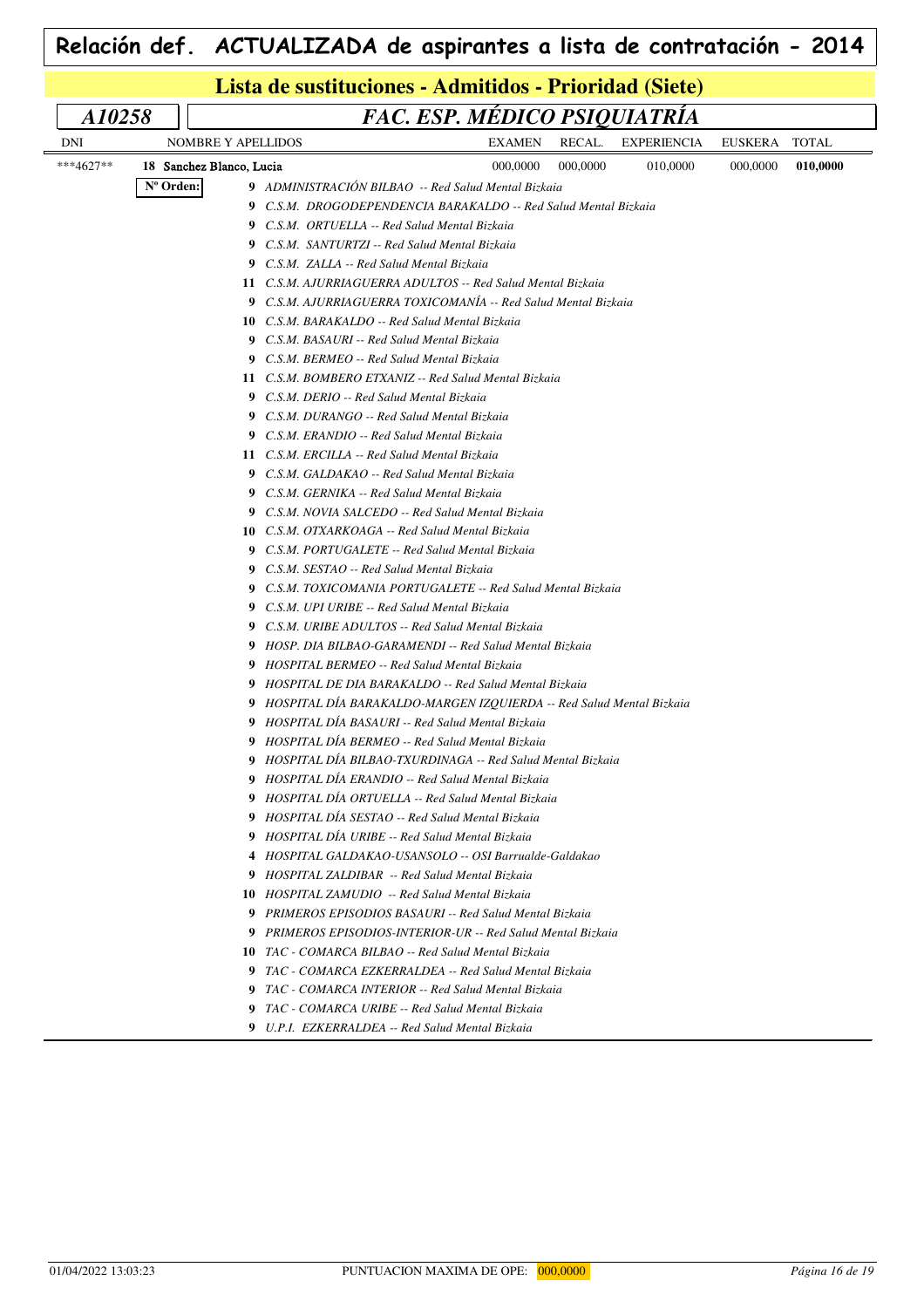# Relación def. ACTUALIZADA de aspirantes a lista de contratación - 2014

## Lista de sustituciones - Admitidos - Prioridad (Siete)

## *A10258* — *FAC. ESP. MÉDICO PSIQUIATRÍA*

| DNI | NOMBRE Y APELLIDOS | EXAMEN | RECAL. | EXPERIENCIA | EUSKERA | TOTAL |
|---|---|---|---|---|---|---|
| ***4627** | 18 **Sanchez Blanco, Lucia** | 000,0000 | 000,0000 | 010,0000 | 000,0000 | **010,0000** |

**Nº Orden:**

**9** *ADMINISTRACIÓN BILBAO -- Red Salud Mental Bizkaia*
**9** *C.S.M. DROGODEPENDENCIA BARAKALDO -- Red Salud Mental Bizkaia*
**9** *C.S.M. ORTUELLA -- Red Salud Mental Bizkaia*
**9** *C.S.M. SANTURTZI -- Red Salud Mental Bizkaia*
**9** *C.S.M. ZALLA -- Red Salud Mental Bizkaia*
**11** *C.S.M. AJURRIAGUERRA ADULTOS -- Red Salud Mental Bizkaia*
**9** *C.S.M. AJURRIAGUERRA TOXICOMANÍA -- Red Salud Mental Bizkaia*
**10** *C.S.M. BARAKALDO -- Red Salud Mental Bizkaia*
**9** *C.S.M. BASAURI -- Red Salud Mental Bizkaia*
**9** *C.S.M. BERMEO -- Red Salud Mental Bizkaia*
**11** *C.S.M. BOMBERO ETXANIZ -- Red Salud Mental Bizkaia*
**9** *C.S.M. DERIO -- Red Salud Mental Bizkaia*
**9** *C.S.M. DURANGO -- Red Salud Mental Bizkaia*
**9** *C.S.M. ERANDIO -- Red Salud Mental Bizkaia*
**11** *C.S.M. ERCILLA -- Red Salud Mental Bizkaia*
**9** *C.S.M. GALDAKAO -- Red Salud Mental Bizkaia*
**9** *C.S.M. GERNIKA -- Red Salud Mental Bizkaia*
**9** *C.S.M. NOVIA SALCEDO -- Red Salud Mental Bizkaia*
**10** *C.S.M. OTXARKOAGA -- Red Salud Mental Bizkaia*
**9** *C.S.M. PORTUGALETE -- Red Salud Mental Bizkaia*
**9** *C.S.M. SESTAO -- Red Salud Mental Bizkaia*
**9** *C.S.M. TOXICOMANIA PORTUGALETE -- Red Salud Mental Bizkaia*
**9** *C.S.M. UPI URIBE -- Red Salud Mental Bizkaia*
**9** *C.S.M. URIBE ADULTOS -- Red Salud Mental Bizkaia*
**9** *HOSP. DIA BILBAO-GARAMENDI -- Red Salud Mental Bizkaia*
**9** *HOSPITAL BERMEO -- Red Salud Mental Bizkaia*
**9** *HOSPITAL DE DIA BARAKALDO -- Red Salud Mental Bizkaia*
**9** *HOSPITAL DÍA BARAKALDO-MARGEN IZQUIERDA -- Red Salud Mental Bizkaia*
**9** *HOSPITAL DÍA BASAURI -- Red Salud Mental Bizkaia*
**9** *HOSPITAL DÍA BERMEO -- Red Salud Mental Bizkaia*
**9** *HOSPITAL DÍA BILBAO-TXURDINAGA -- Red Salud Mental Bizkaia*
**9** *HOSPITAL DÍA ERANDIO -- Red Salud Mental Bizkaia*
**9** *HOSPITAL DÍA ORTUELLA -- Red Salud Mental Bizkaia*
**9** *HOSPITAL DÍA SESTAO -- Red Salud Mental Bizkaia*
**9** *HOSPITAL DÍA URIBE -- Red Salud Mental Bizkaia*
**4** *HOSPITAL GALDAKAO-USANSOLO -- OSI Barrualde-Galdakao*
**9** *HOSPITAL ZALDIBAR -- Red Salud Mental Bizkaia*
**10** *HOSPITAL ZAMUDIO -- Red Salud Mental Bizkaia*
**9** *PRIMEROS EPISODIOS BASAURI -- Red Salud Mental Bizkaia*
**9** *PRIMEROS EPISODIOS-INTERIOR-UR -- Red Salud Mental Bizkaia*
**10** *TAC - COMARCA BILBAO -- Red Salud Mental Bizkaia*
**9** *TAC - COMARCA EZKERRALDEA -- Red Salud Mental Bizkaia*
**9** *TAC - COMARCA INTERIOR -- Red Salud Mental Bizkaia*
**9** *TAC - COMARCA URIBE -- Red Salud Mental Bizkaia*
**9** *U.P.I. EZKERRALDEA -- Red Salud Mental Bizkaia*

01/04/2022 13:03:23 — PUNTUACION MAXIMA DE OPE: 000,0000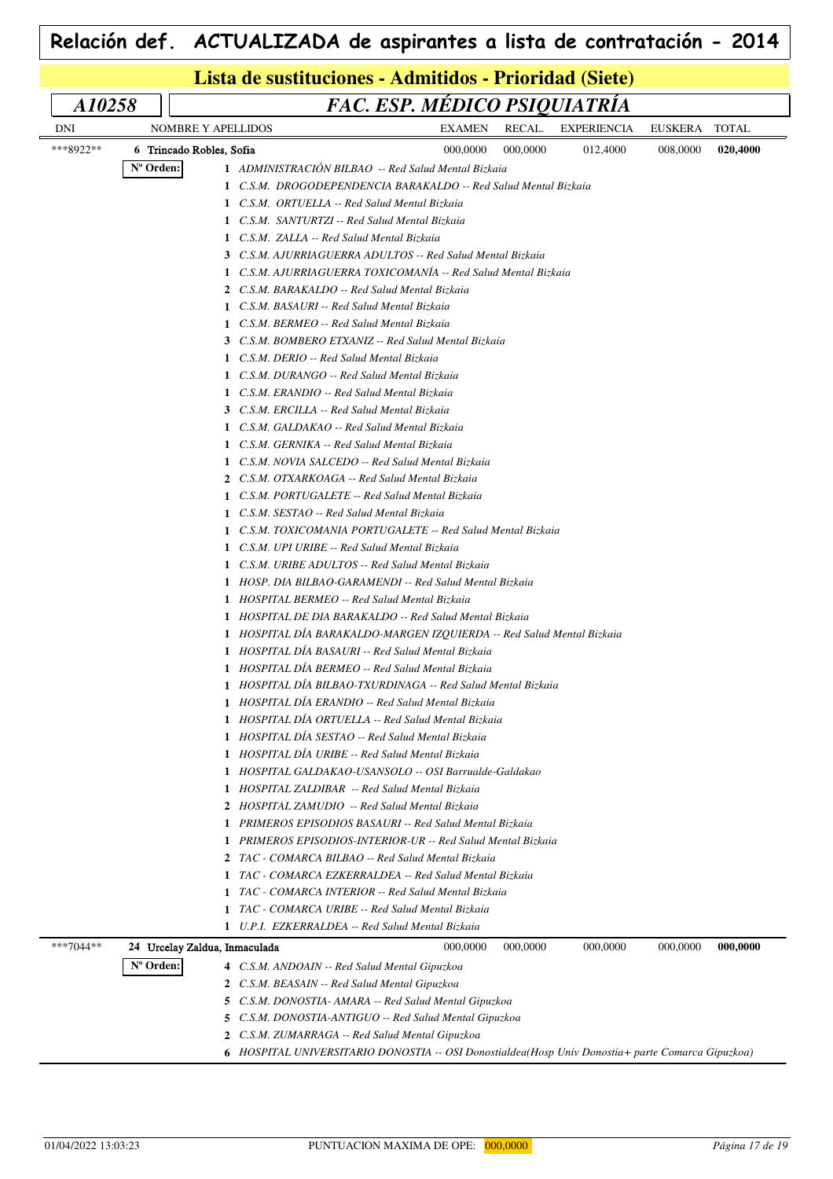# Relación def. ACTUALIZADA de aspirantes a lista de contratación - 2014

## Lista de sustituciones - Admitidos - Prioridad (Siete)

### *A10258* — *FAC. ESP. MÉDICO PSIQUIATRÍA*

| DNI | NOMBRE Y APELLIDOS | EXAMEN | RECAL. | EXPERIENCIA | EUSKERA | TOTAL |
|---|---|---|---|---|---|---|
| ***8922** | 6 Trincado Robles, Sofia | 000,0000 | 000,0000 | 012,4000 | 008,0000 | **020,4000** |

**Nº Orden:**

- **1** *ADMINISTRACIÓN BILBAO -- Red Salud Mental Bizkaia*
- **1** *C.S.M. DROGODEPENDENCIA BARAKALDO -- Red Salud Mental Bizkaia*
- **1** *C.S.M. ORTUELLA -- Red Salud Mental Bizkaia*
- **1** *C.S.M. SANTURTZI -- Red Salud Mental Bizkaia*
- **1** *C.S.M. ZALLA -- Red Salud Mental Bizkaia*
- **3** *C.S.M. AJURRIAGUERRA ADULTOS -- Red Salud Mental Bizkaia*
- **1** *C.S.M. AJURRIAGUERRA TOXICOMANÍA -- Red Salud Mental Bizkaia*
- **2** *C.S.M. BARAKALDO -- Red Salud Mental Bizkaia*
- **1** *C.S.M. BASAURI -- Red Salud Mental Bizkaia*
- **1** *C.S.M. BERMEO -- Red Salud Mental Bizkaia*
- **3** *C.S.M. BOMBERO ETXANIZ -- Red Salud Mental Bizkaia*
- **1** *C.S.M. DERIO -- Red Salud Mental Bizkaia*
- **1** *C.S.M. DURANGO -- Red Salud Mental Bizkaia*
- **1** *C.S.M. ERANDIO -- Red Salud Mental Bizkaia*
- **3** *C.S.M. ERCILLA -- Red Salud Mental Bizkaia*
- **1** *C.S.M. GALDAKAO -- Red Salud Mental Bizkaia*
- **1** *C.S.M. GERNIKA -- Red Salud Mental Bizkaia*
- **1** *C.S.M. NOVIA SALCEDO -- Red Salud Mental Bizkaia*
- **2** *C.S.M. OTXARKOAGA -- Red Salud Mental Bizkaia*
- **1** *C.S.M. PORTUGALETE -- Red Salud Mental Bizkaia*
- **1** *C.S.M. SESTAO -- Red Salud Mental Bizkaia*
- **1** *C.S.M. TOXICOMANIA PORTUGALETE -- Red Salud Mental Bizkaia*
- **1** *C.S.M. UPI URIBE -- Red Salud Mental Bizkaia*
- **1** *C.S.M. URIBE ADULTOS -- Red Salud Mental Bizkaia*
- **1** *HOSP. DIA BILBAO-GARAMENDI -- Red Salud Mental Bizkaia*
- **1** *HOSPITAL BERMEO -- Red Salud Mental Bizkaia*
- **1** *HOSPITAL DE DIA BARAKALDO -- Red Salud Mental Bizkaia*
- **1** *HOSPITAL DÍA BARAKALDO-MARGEN IZQUIERDA -- Red Salud Mental Bizkaia*
- **1** *HOSPITAL DÍA BASAURI -- Red Salud Mental Bizkaia*
- **1** *HOSPITAL DÍA BERMEO -- Red Salud Mental Bizkaia*
- **1** *HOSPITAL DÍA BILBAO-TXURDINAGA -- Red Salud Mental Bizkaia*
- **1** *HOSPITAL DÍA ERANDIO -- Red Salud Mental Bizkaia*
- **1** *HOSPITAL DÍA ORTUELLA -- Red Salud Mental Bizkaia*
- **1** *HOSPITAL DÍA SESTAO -- Red Salud Mental Bizkaia*
- **1** *HOSPITAL DÍA URIBE -- Red Salud Mental Bizkaia*
- **1** *HOSPITAL GALDAKAO-USANSOLO -- OSI Barrualde-Galdakao*
- **1** *HOSPITAL ZALDIBAR -- Red Salud Mental Bizkaia*
- **2** *HOSPITAL ZAMUDIO -- Red Salud Mental Bizkaia*
- **1** *PRIMEROS EPISODIOS BASAURI -- Red Salud Mental Bizkaia*
- **1** *PRIMEROS EPISODIOS-INTERIOR-UR -- Red Salud Mental Bizkaia*
- **2** *TAC - COMARCA BILBAO -- Red Salud Mental Bizkaia*
- **1** *TAC - COMARCA EZKERRALDEA -- Red Salud Mental Bizkaia*
- **1** *TAC - COMARCA INTERIOR -- Red Salud Mental Bizkaia*
- **1** *TAC - COMARCA URIBE -- Red Salud Mental Bizkaia*
- **1** *U.P.I. EZKERRALDEA -- Red Salud Mental Bizkaia*

| DNI | NOMBRE Y APELLIDOS | EXAMEN | RECAL. | EXPERIENCIA | EUSKERA | TOTAL |
|---|---|---|---|---|---|---|
| ***7044** | 24 Urcelay Zaldua, Inmaculada | 000,0000 | 000,0000 | 000,0000 | 000,0000 | **000,0000** |

**Nº Orden:**

- **4** *C.S.M. ANDOAIN -- Red Salud Mental Gipuzkoa*
- **2** *C.S.M. BEASAIN -- Red Salud Mental Gipuzkoa*
- **5** *C.S.M. DONOSTIA- AMARA -- Red Salud Mental Gipuzkoa*
- **5** *C.S.M. DONOSTIA-ANTIGUO -- Red Salud Mental Gipuzkoa*
- **2** *C.S.M. ZUMARRAGA -- Red Salud Mental Gipuzkoa*
- **6** *HOSPITAL UNIVERSITARIO DONOSTIA -- OSI Donostialdea(Hosp Univ Donostia+ parte Comarca Gipuzkoa)*

PUNTUACION MAXIMA DE OPE: 000,0000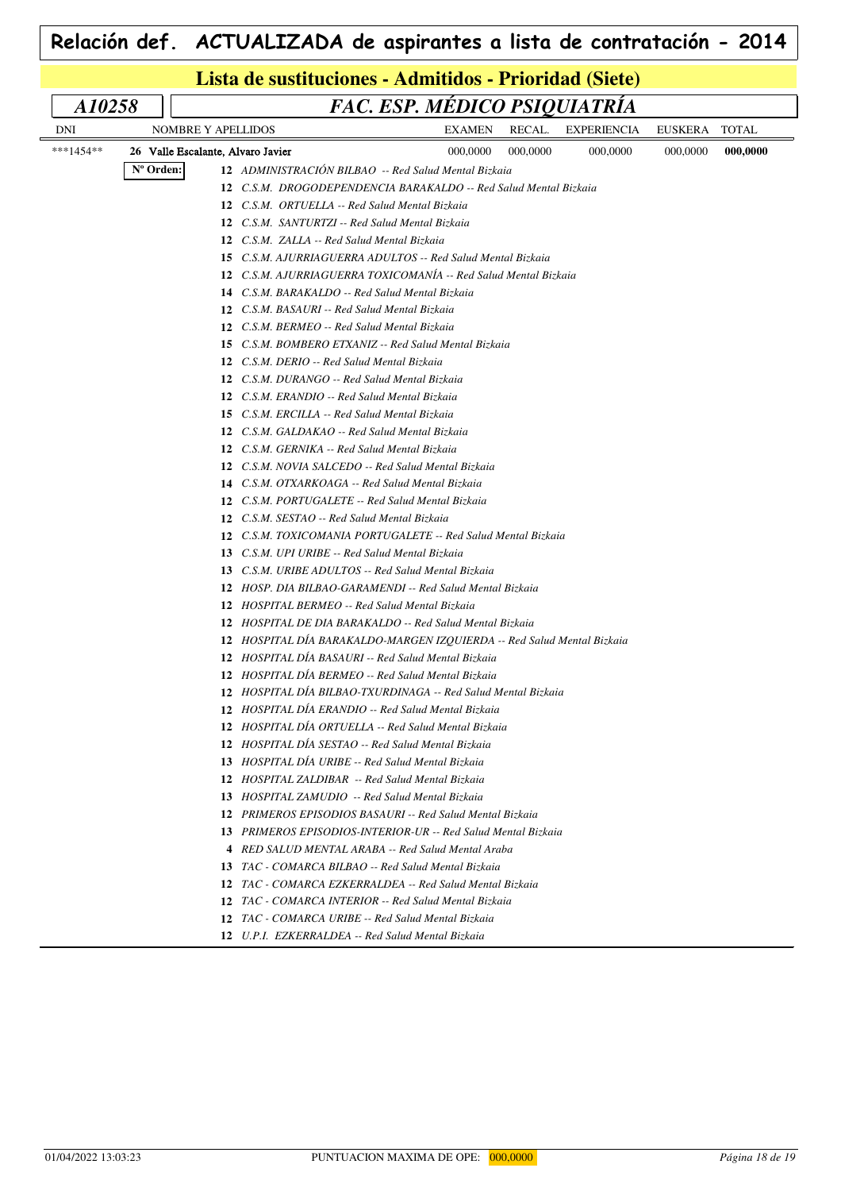# Relación def. ACTUALIZADA de aspirantes a lista de contratación - 2014

## Lista de sustituciones - Admitidos - Prioridad (Siete)

### A10258 — *FAC. ESP. MÉDICO PSIQUIATRÍA*

| DNI | NOMBRE Y APELLIDOS | EXAMEN | RECAL. | EXPERIENCIA | EUSKERA | TOTAL |
|---|---|---|---|---|---|---|
| \*\*\*1454\*\* | 26 Valle Escalante, Alvaro Javier | 000,0000 | 000,0000 | 000,0000 | 000,0000 | **000,0000** |

**Nº Orden:**

- 12 *ADMINISTRACIÓN BILBAO -- Red Salud Mental Bizkaia*
- 12 *C.S.M. DROGODEPENDENCIA BARAKALDO -- Red Salud Mental Bizkaia*
- 12 *C.S.M. ORTUELLA -- Red Salud Mental Bizkaia*
- 12 *C.S.M. SANTURTZI -- Red Salud Mental Bizkaia*
- 12 *C.S.M. ZALLA -- Red Salud Mental Bizkaia*
- 15 *C.S.M. AJURRIAGUERRA ADULTOS -- Red Salud Mental Bizkaia*
- 12 *C.S.M. AJURRIAGUERRA TOXICOMANÍA -- Red Salud Mental Bizkaia*
- 14 *C.S.M. BARAKALDO -- Red Salud Mental Bizkaia*
- 12 *C.S.M. BASAURI -- Red Salud Mental Bizkaia*
- 12 *C.S.M. BERMEO -- Red Salud Mental Bizkaia*
- 15 *C.S.M. BOMBERO ETXANIZ -- Red Salud Mental Bizkaia*
- 12 *C.S.M. DERIO -- Red Salud Mental Bizkaia*
- 12 *C.S.M. DURANGO -- Red Salud Mental Bizkaia*
- 12 *C.S.M. ERANDIO -- Red Salud Mental Bizkaia*
- 15 *C.S.M. ERCILLA -- Red Salud Mental Bizkaia*
- 12 *C.S.M. GALDAKAO -- Red Salud Mental Bizkaia*
- 12 *C.S.M. GERNIKA -- Red Salud Mental Bizkaia*
- 12 *C.S.M. NOVIA SALCEDO -- Red Salud Mental Bizkaia*
- 14 *C.S.M. OTXARKOAGA -- Red Salud Mental Bizkaia*
- 12 *C.S.M. PORTUGALETE -- Red Salud Mental Bizkaia*
- 12 *C.S.M. SESTAO -- Red Salud Mental Bizkaia*
- 12 *C.S.M. TOXICOMANIA PORTUGALETE -- Red Salud Mental Bizkaia*
- 13 *C.S.M. UPI URIBE -- Red Salud Mental Bizkaia*
- 13 *C.S.M. URIBE ADULTOS -- Red Salud Mental Bizkaia*
- 12 *HOSP. DIA BILBAO-GARAMENDI -- Red Salud Mental Bizkaia*
- 12 *HOSPITAL BERMEO -- Red Salud Mental Bizkaia*
- 12 *HOSPITAL DE DIA BARAKALDO -- Red Salud Mental Bizkaia*
- 12 *HOSPITAL DÍA BARAKALDO-MARGEN IZQUIERDA -- Red Salud Mental Bizkaia*
- 12 *HOSPITAL DÍA BASAURI -- Red Salud Mental Bizkaia*
- 12 *HOSPITAL DÍA BERMEO -- Red Salud Mental Bizkaia*
- 12 *HOSPITAL DÍA BILBAO-TXURDINAGA -- Red Salud Mental Bizkaia*
- 12 *HOSPITAL DÍA ERANDIO -- Red Salud Mental Bizkaia*
- 12 *HOSPITAL DÍA ORTUELLA -- Red Salud Mental Bizkaia*
- 12 *HOSPITAL DÍA SESTAO -- Red Salud Mental Bizkaia*
- 13 *HOSPITAL DÍA URIBE -- Red Salud Mental Bizkaia*
- 12 *HOSPITAL ZALDIBAR -- Red Salud Mental Bizkaia*
- 13 *HOSPITAL ZAMUDIO -- Red Salud Mental Bizkaia*
- 12 *PRIMEROS EPISODIOS BASAURI -- Red Salud Mental Bizkaia*
- 13 *PRIMEROS EPISODIOS-INTERIOR-UR -- Red Salud Mental Bizkaia*
- 4 *RED SALUD MENTAL ARABA -- Red Salud Mental Araba*
- 13 *TAC - COMARCA BILBAO -- Red Salud Mental Bizkaia*
- 12 *TAC - COMARCA EZKERRALDEA -- Red Salud Mental Bizkaia*
- 12 *TAC - COMARCA INTERIOR -- Red Salud Mental Bizkaia*
- 12 *TAC - COMARCA URIBE -- Red Salud Mental Bizkaia*
- 12 *U.P.I. EZKERRALDEA -- Red Salud Mental Bizkaia*

01/04/2022 13:03:23 — PUNTUACION MAXIMA DE OPE: 000,0000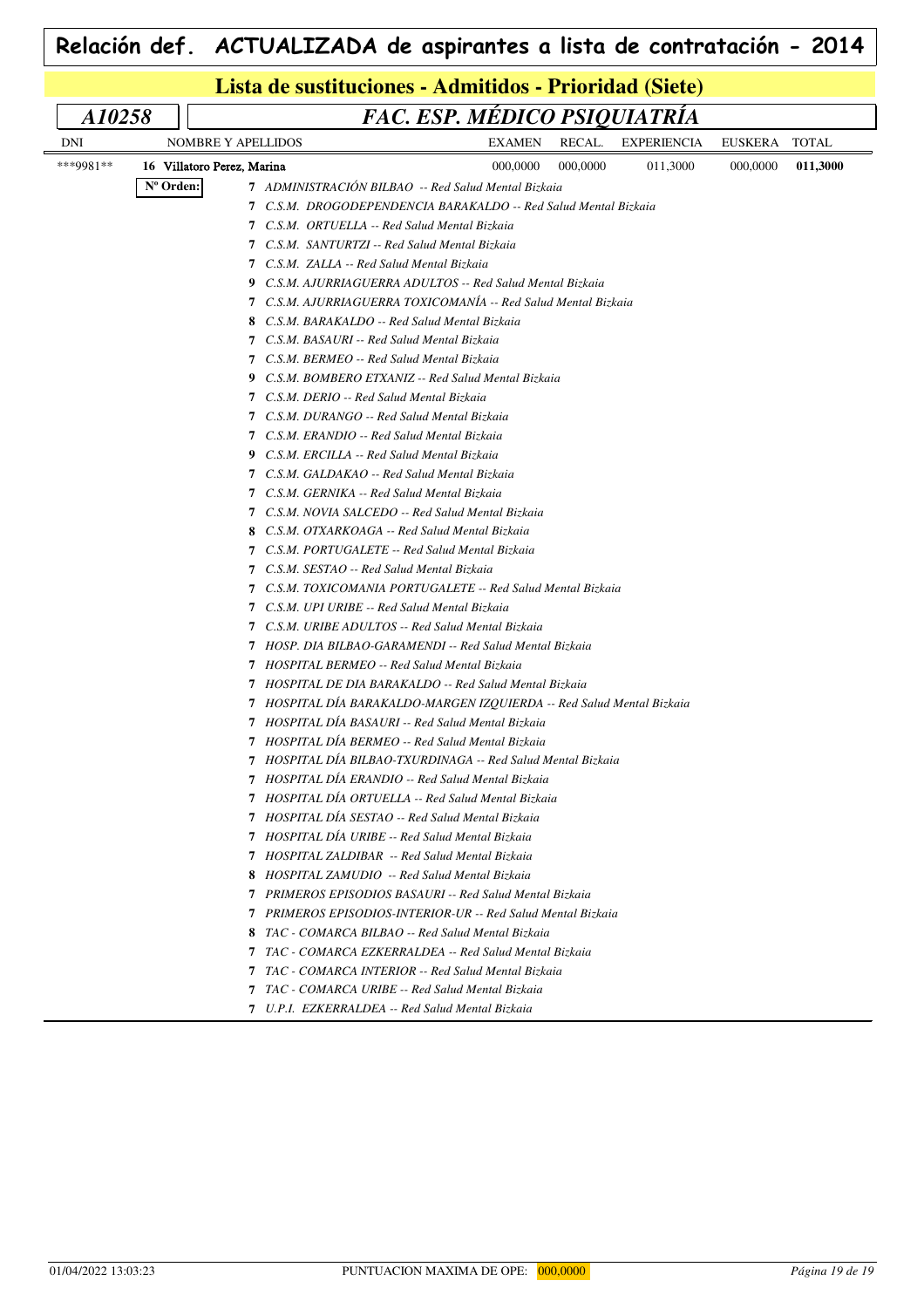# Relación def. ACTUALIZADA de aspirantes a lista de contratación - 2014

## Lista de sustituciones - Admitidos - Prioridad (Siete)

### *A10258* — *FAC. ESP. MÉDICO PSIQUIATRÍA*

| DNI | NOMBRE Y APELLIDOS | EXAMEN | RECAL. | EXPERIENCIA | EUSKERA | TOTAL |
|---|---|---|---|---|---|---|
| ***9981** | **16 Villatoro Perez, Marina** | 000,0000 | 000,0000 | 011,3000 | 000,0000 | **011,3000** |

**Nº Orden:**

- **7** *ADMINISTRACIÓN BILBAO -- Red Salud Mental Bizkaia*
- **7** *C.S.M. DROGODEPENDENCIA BARAKALDO -- Red Salud Mental Bizkaia*
- **7** *C.S.M. ORTUELLA -- Red Salud Mental Bizkaia*
- **7** *C.S.M. SANTURTZI -- Red Salud Mental Bizkaia*
- **7** *C.S.M. ZALLA -- Red Salud Mental Bizkaia*
- **9** *C.S.M. AJURRIAGUERRA ADULTOS -- Red Salud Mental Bizkaia*
- **7** *C.S.M. AJURRIAGUERRA TOXICOMANÍA -- Red Salud Mental Bizkaia*
- **8** *C.S.M. BARAKALDO -- Red Salud Mental Bizkaia*
- **7** *C.S.M. BASAURI -- Red Salud Mental Bizkaia*
- **7** *C.S.M. BERMEO -- Red Salud Mental Bizkaia*
- **9** *C.S.M. BOMBERO ETXANIZ -- Red Salud Mental Bizkaia*
- **7** *C.S.M. DERIO -- Red Salud Mental Bizkaia*
- **7** *C.S.M. DURANGO -- Red Salud Mental Bizkaia*
- **7** *C.S.M. ERANDIO -- Red Salud Mental Bizkaia*
- **9** *C.S.M. ERCILLA -- Red Salud Mental Bizkaia*
- **7** *C.S.M. GALDAKAO -- Red Salud Mental Bizkaia*
- **7** *C.S.M. GERNIKA -- Red Salud Mental Bizkaia*
- **7** *C.S.M. NOVIA SALCEDO -- Red Salud Mental Bizkaia*
- **8** *C.S.M. OTXARKOAGA -- Red Salud Mental Bizkaia*
- **7** *C.S.M. PORTUGALETE -- Red Salud Mental Bizkaia*
- **7** *C.S.M. SESTAO -- Red Salud Mental Bizkaia*
- **7** *C.S.M. TOXICOMANIA PORTUGALETE -- Red Salud Mental Bizkaia*
- **7** *C.S.M. UPI URIBE -- Red Salud Mental Bizkaia*
- **7** *C.S.M. URIBE ADULTOS -- Red Salud Mental Bizkaia*
- **7** *HOSP. DIA BILBAO-GARAMENDI -- Red Salud Mental Bizkaia*
- **7** *HOSPITAL BERMEO -- Red Salud Mental Bizkaia*
- **7** *HOSPITAL DE DIA BARAKALDO -- Red Salud Mental Bizkaia*
- **7** *HOSPITAL DÍA BARAKALDO-MARGEN IZQUIERDA -- Red Salud Mental Bizkaia*
- **7** *HOSPITAL DÍA BASAURI -- Red Salud Mental Bizkaia*
- **7** *HOSPITAL DÍA BERMEO -- Red Salud Mental Bizkaia*
- **7** *HOSPITAL DÍA BILBAO-TXURDINAGA -- Red Salud Mental Bizkaia*
- **7** *HOSPITAL DÍA ERANDIO -- Red Salud Mental Bizkaia*
- **7** *HOSPITAL DÍA ORTUELLA -- Red Salud Mental Bizkaia*
- **7** *HOSPITAL DÍA SESTAO -- Red Salud Mental Bizkaia*
- **7** *HOSPITAL DÍA URIBE -- Red Salud Mental Bizkaia*
- **7** *HOSPITAL ZALDIBAR -- Red Salud Mental Bizkaia*
- **8** *HOSPITAL ZAMUDIO -- Red Salud Mental Bizkaia*
- **7** *PRIMEROS EPISODIOS BASAURI -- Red Salud Mental Bizkaia*
- **7** *PRIMEROS EPISODIOS-INTERIOR-UR -- Red Salud Mental Bizkaia*
- **8** *TAC - COMARCA BILBAO -- Red Salud Mental Bizkaia*
- **7** *TAC - COMARCA EZKERRALDEA -- Red Salud Mental Bizkaia*
- **7** *TAC - COMARCA INTERIOR -- Red Salud Mental Bizkaia*
- **7** *TAC - COMARCA URIBE -- Red Salud Mental Bizkaia*
- **7** *U.P.I. EZKERRALDEA -- Red Salud Mental Bizkaia*

01/04/2022 13:03:23 — PUNTUACION MAXIMA DE OPE: 000,0000